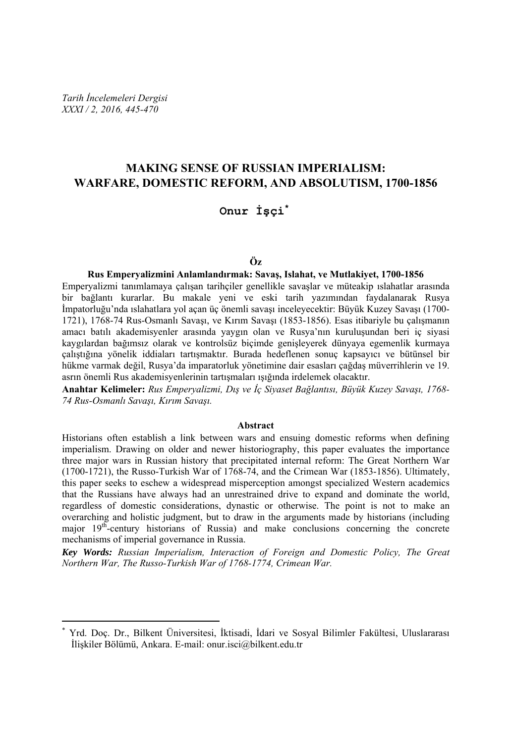*Tarih İncelemeleri Dergisi*
*XXXI / 2, 2016, 445-470*

# MAKING SENSE OF RUSSIAN IMPERIALISM: WARFARE, DOMESTIC REFORM, AND ABSOLUTISM, 1700-1856

**Onur İşçi***

### Öz

**Rus Emperyalizmini Anlamlandırmak: Savaş, Islahat, ve Mutlakiyet, 1700-1856**

Emperyalizmi tanımlamaya çalışan tarihçiler genellikle savaşlar ve müteakip ıslahatlar arasında bir bağlantı kurarlar. Bu makale yeni ve eski tarih yazımından faydalanarak Rusya İmpatorluğu'nda ıslahatlara yol açan üç önemli savaşı inceleyecektir: Büyük Kuzey Savaşı (1700-1721), 1768-74 Rus-Osmanlı Savaşı, ve Kırım Savaşı (1853-1856). Esas itibariyle bu çalışmanın amacı batılı akademisyenler arasında yaygın olan ve Rusya'nın kuruluşundan beri iç siyasi kaygılardan bağımsız olarak ve kontrolsüz biçimde genişleyerek dünyaya egemenlik kurmaya çalıştığına yönelik iddiaları tartışmaktır. Burada hedeflenen sonuç kapsayıcı ve bütünsel bir hükme varmak değil, Rusya'da imparatorluk yönetimine dair esasları çağdaş müverrihlerin ve 19. asrın önemli Rus akademisyenlerinin tartışmaları ışığında irdelemek olacaktır.

**Anahtar Kelimeler:** *Rus Emperyalizmi, Dış ve İç Siyaset Bağlantısı, Büyük Kuzey Savaşı, 1768-74 Rus-Osmanlı Savaşı, Kırım Savaşı.*

### Abstract

Historians often establish a link between wars and ensuing domestic reforms when defining imperialism. Drawing on older and newer historiography, this paper evaluates the importance three major wars in Russian history that precipitated internal reform: The Great Northern War (1700-1721), the Russo-Turkish War of 1768-74, and the Crimean War (1853-1856). Ultimately, this paper seeks to eschew a widespread misperception amongst specialized Western academics that the Russians have always had an unrestrained drive to expand and dominate the world, regardless of domestic considerations, dynastic or otherwise. The point is not to make an overarching and holistic judgment, but to draw in the arguments made by historians (including major 19th-century historians of Russia) and make conclusions concerning the concrete mechanisms of imperial governance in Russia.

***Key Words:*** *Russian Imperialism, Interaction of Foreign and Domestic Policy, The Great Northern War, The Russo-Turkish War of 1768-1774, Crimean War.*

---

\* Yrd. Doç. Dr., Bilkent Üniversitesi, İktisadi, İdari ve Sosyal Bilimler Fakültesi, Uluslararası İlişkiler Bölümü, Ankara. E-mail: onur.isci@bilkent.edu.tr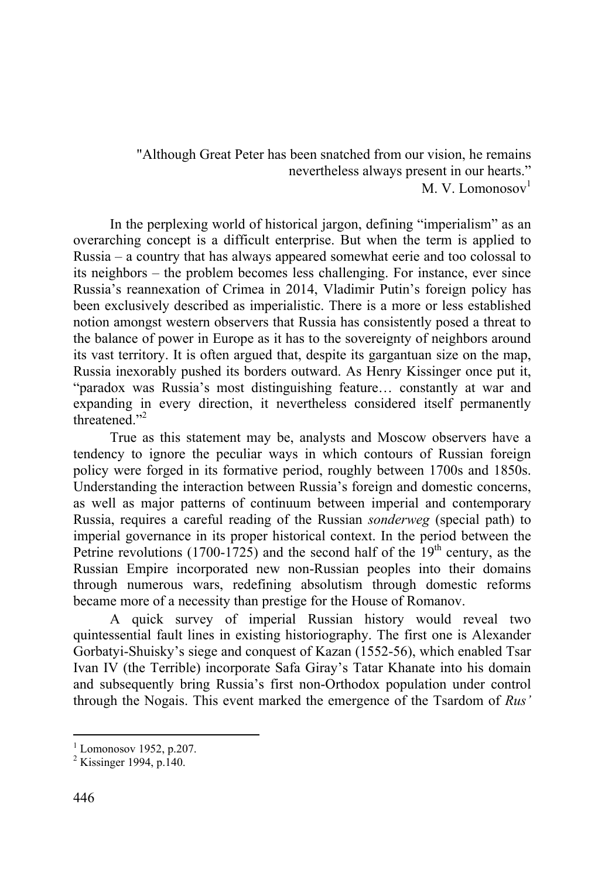"Although Great Peter has been snatched from our vision, he remains nevertheless always present in our hearts."
M. V. Lomonosov[1]

In the perplexing world of historical jargon, defining "imperialism" as an overarching concept is a difficult enterprise. But when the term is applied to Russia – a country that has always appeared somewhat eerie and too colossal to its neighbors – the problem becomes less challenging. For instance, ever since Russia's reannexation of Crimea in 2014, Vladimir Putin's foreign policy has been exclusively described as imperialistic. There is a more or less established notion amongst western observers that Russia has consistently posed a threat to the balance of power in Europe as it has to the sovereignty of neighbors around its vast territory. It is often argued that, despite its gargantuan size on the map, Russia inexorably pushed its borders outward. As Henry Kissinger once put it, "paradox was Russia's most distinguishing feature… constantly at war and expanding in every direction, it nevertheless considered itself permanently threatened."[2]

True as this statement may be, analysts and Moscow observers have a tendency to ignore the peculiar ways in which contours of Russian foreign policy were forged in its formative period, roughly between 1700s and 1850s. Understanding the interaction between Russia's foreign and domestic concerns, as well as major patterns of continuum between imperial and contemporary Russia, requires a careful reading of the Russian *sonderweg* (special path) to imperial governance in its proper historical context. In the period between the Petrine revolutions (1700-1725) and the second half of the 19th century, as the Russian Empire incorporated new non-Russian peoples into their domains through numerous wars, redefining absolutism through domestic reforms became more of a necessity than prestige for the House of Romanov.

A quick survey of imperial Russian history would reveal two quintessential fault lines in existing historiography. The first one is Alexander Gorbatyi-Shuisky's siege and conquest of Kazan (1552-56), which enabled Tsar Ivan IV (the Terrible) incorporate Safa Giray's Tatar Khanate into his domain and subsequently bring Russia's first non-Orthodox population under control through the Nogais. This event marked the emergence of the Tsardom of *Rus'*

---

[1] Lomonosov 1952, p.207.

[2] Kissinger 1994, p.140.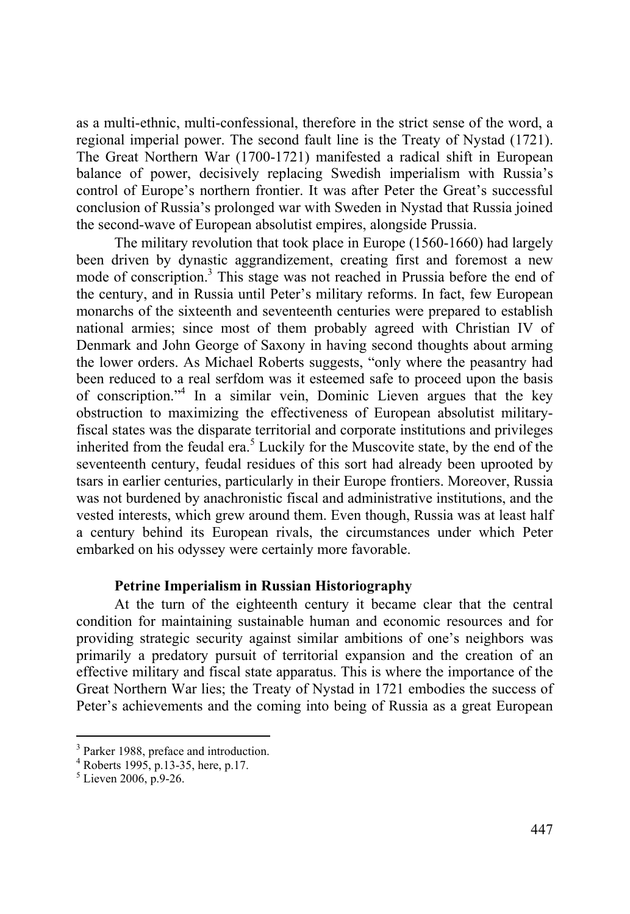as a multi-ethnic, multi-confessional, therefore in the strict sense of the word, a regional imperial power. The second fault line is the Treaty of Nystad (1721). The Great Northern War (1700-1721) manifested a radical shift in European balance of power, decisively replacing Swedish imperialism with Russia's control of Europe's northern frontier. It was after Peter the Great's successful conclusion of Russia's prolonged war with Sweden in Nystad that Russia joined the second-wave of European absolutist empires, alongside Prussia.

The military revolution that took place in Europe (1560-1660) had largely been driven by dynastic aggrandizement, creating first and foremost a new mode of conscription.[3] This stage was not reached in Prussia before the end of the century, and in Russia until Peter's military reforms. In fact, few European monarchs of the sixteenth and seventeenth centuries were prepared to establish national armies; since most of them probably agreed with Christian IV of Denmark and John George of Saxony in having second thoughts about arming the lower orders. As Michael Roberts suggests, "only where the peasantry had been reduced to a real serfdom was it esteemed safe to proceed upon the basis of conscription."[4] In a similar vein, Dominic Lieven argues that the key obstruction to maximizing the effectiveness of European absolutist military-fiscal states was the disparate territorial and corporate institutions and privileges inherited from the feudal era.[5] Luckily for the Muscovite state, by the end of the seventeenth century, feudal residues of this sort had already been uprooted by tsars in earlier centuries, particularly in their Europe frontiers. Moreover, Russia was not burdened by anachronistic fiscal and administrative institutions, and the vested interests, which grew around them. Even though, Russia was at least half a century behind its European rivals, the circumstances under which Peter embarked on his odyssey were certainly more favorable.

## Petrine Imperialism in Russian Historiography

At the turn of the eighteenth century it became clear that the central condition for maintaining sustainable human and economic resources and for providing strategic security against similar ambitions of one's neighbors was primarily a predatory pursuit of territorial expansion and the creation of an effective military and fiscal state apparatus. This is where the importance of the Great Northern War lies; the Treaty of Nystad in 1721 embodies the success of Peter's achievements and the coming into being of Russia as a great European

---

[3] Parker 1988, preface and introduction.

[4] Roberts 1995, p.13-35, here, p.17.

[5] Lieven 2006, p.9-26.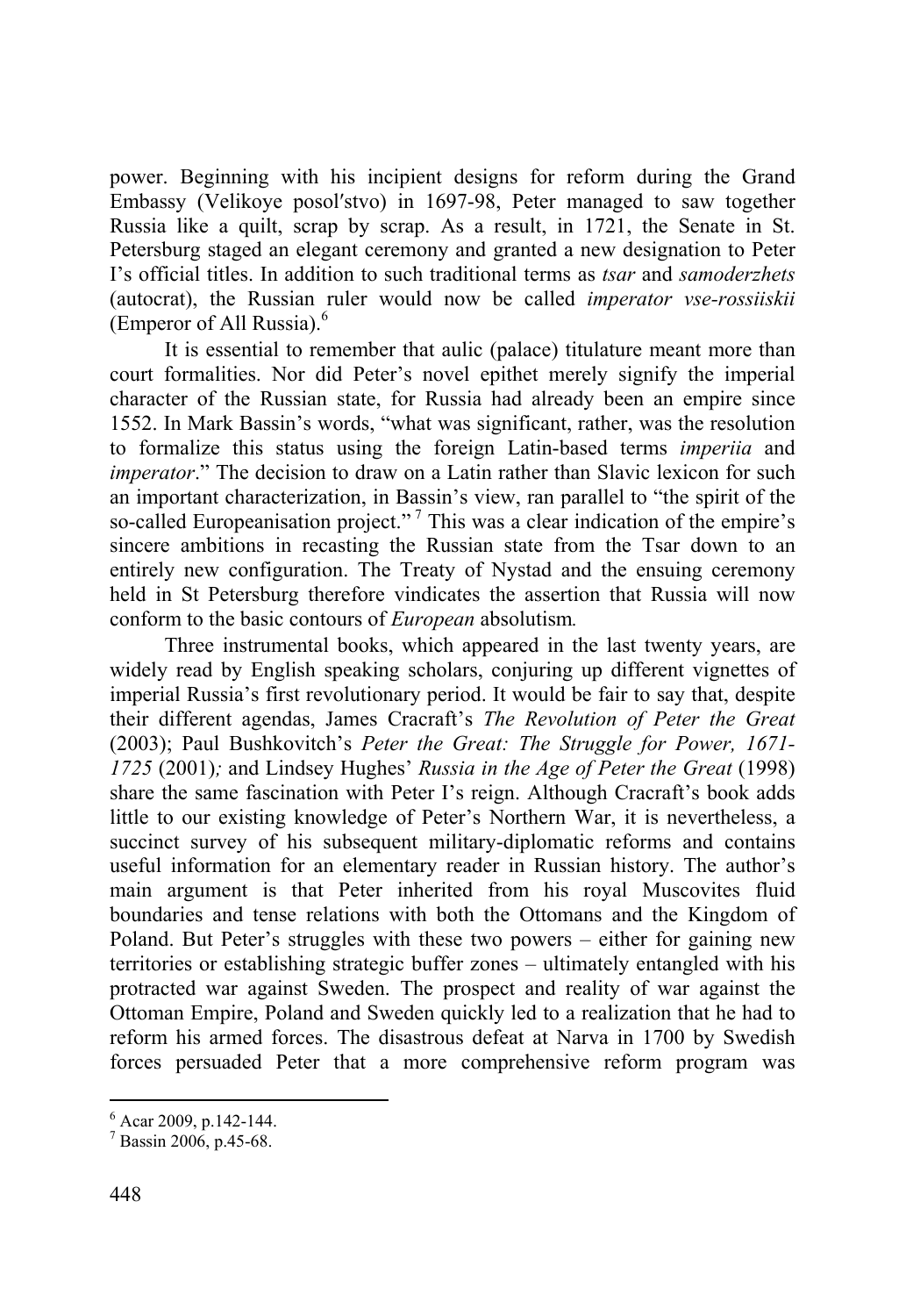power. Beginning with his incipient designs for reform during the Grand Embassy (Velikoye posol′stvo) in 1697-98, Peter managed to saw together Russia like a quilt, scrap by scrap. As a result, in 1721, the Senate in St. Petersburg staged an elegant ceremony and granted a new designation to Peter I's official titles. In addition to such traditional terms as *tsar* and *samoderzhets* (autocrat), the Russian ruler would now be called *imperator vse-rossiiskii* (Emperor of All Russia).[6]

It is essential to remember that aulic (palace) titulature meant more than court formalities. Nor did Peter's novel epithet merely signify the imperial character of the Russian state, for Russia had already been an empire since 1552. In Mark Bassin's words, "what was significant, rather, was the resolution to formalize this status using the foreign Latin-based terms *imperiia* and *imperator*." The decision to draw on a Latin rather than Slavic lexicon for such an important characterization, in Bassin's view, ran parallel to "the spirit of the so-called Europeanisation project."[7] This was a clear indication of the empire's sincere ambitions in recasting the Russian state from the Tsar down to an entirely new configuration. The Treaty of Nystad and the ensuing ceremony held in St Petersburg therefore vindicates the assertion that Russia will now conform to the basic contours of *European* absolutism.

Three instrumental books, which appeared in the last twenty years, are widely read by English speaking scholars, conjuring up different vignettes of imperial Russia's first revolutionary period. It would be fair to say that, despite their different agendas, James Cracraft's *The Revolution of Peter the Great* (2003); Paul Bushkovitch's *Peter the Great: The Struggle for Power, 1671-1725* (2001)*;* and Lindsey Hughes' *Russia in the Age of Peter the Great* (1998) share the same fascination with Peter I's reign. Although Cracraft's book adds little to our existing knowledge of Peter's Northern War, it is nevertheless, a succinct survey of his subsequent military-diplomatic reforms and contains useful information for an elementary reader in Russian history. The author's main argument is that Peter inherited from his royal Muscovites fluid boundaries and tense relations with both the Ottomans and the Kingdom of Poland. But Peter's struggles with these two powers – either for gaining new territories or establishing strategic buffer zones – ultimately entangled with his protracted war against Sweden. The prospect and reality of war against the Ottoman Empire, Poland and Sweden quickly led to a realization that he had to reform his armed forces. The disastrous defeat at Narva in 1700 by Swedish forces persuaded Peter that a more comprehensive reform program was

---

[6] Acar 2009, p.142-144.

[7] Bassin 2006, p.45-68.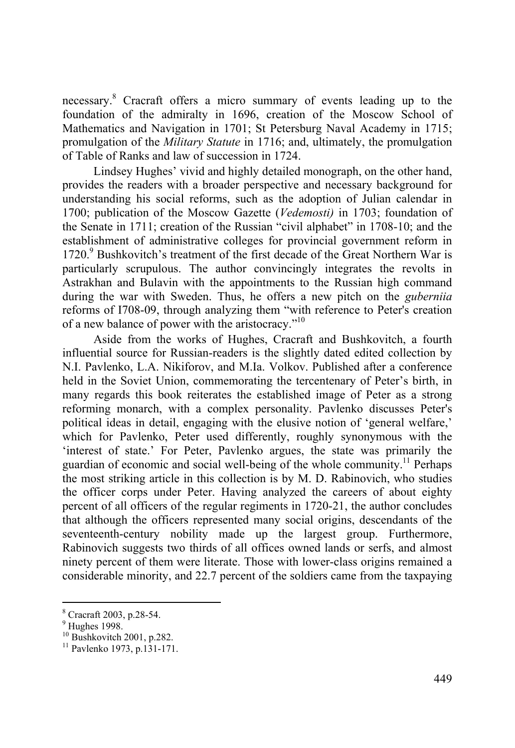necessary.[8] Cracraft offers a micro summary of events leading up to the foundation of the admiralty in 1696, creation of the Moscow School of Mathematics and Navigation in 1701; St Petersburg Naval Academy in 1715; promulgation of the *Military Statute* in 1716; and, ultimately, the promulgation of Table of Ranks and law of succession in 1724.

Lindsey Hughes' vivid and highly detailed monograph, on the other hand, provides the readers with a broader perspective and necessary background for understanding his social reforms, such as the adoption of Julian calendar in 1700; publication of the Moscow Gazette (*Vedemosti)* in 1703; foundation of the Senate in 1711; creation of the Russian "civil alphabet" in 1708-10; and the establishment of administrative colleges for provincial government reform in 1720.[9] Bushkovitch's treatment of the first decade of the Great Northern War is particularly scrupulous. The author convincingly integrates the revolts in Astrakhan and Bulavin with the appointments to the Russian high command during the war with Sweden. Thus, he offers a new pitch on the *guberniia* reforms of I708-09, through analyzing them "with reference to Peter's creation of a new balance of power with the aristocracy."[10]

Aside from the works of Hughes, Cracraft and Bushkovitch, a fourth influential source for Russian-readers is the slightly dated edited collection by N.I. Pavlenko, L.A. Nikiforov, and M.Ia. Volkov. Published after a conference held in the Soviet Union, commemorating the tercentenary of Peter's birth, in many regards this book reiterates the established image of Peter as a strong reforming monarch, with a complex personality. Pavlenko discusses Peter's political ideas in detail, engaging with the elusive notion of 'general welfare,' which for Pavlenko, Peter used differently, roughly synonymous with the 'interest of state.' For Peter, Pavlenko argues, the state was primarily the guardian of economic and social well-being of the whole community.[11] Perhaps the most striking article in this collection is by M. D. Rabinovich, who studies the officer corps under Peter. Having analyzed the careers of about eighty percent of all officers of the regular regiments in 1720-21, the author concludes that although the officers represented many social origins, descendants of the seventeenth-century nobility made up the largest group. Furthermore, Rabinovich suggests two thirds of all offices owned lands or serfs, and almost ninety percent of them were literate. Those with lower-class origins remained a considerable minority, and 22.7 percent of the soldiers came from the taxpaying

---

[8] Cracraft 2003, p.28-54.

[9] Hughes 1998.

[10] Bushkovitch 2001, p.282.

[11] Pavlenko 1973, p.131-171.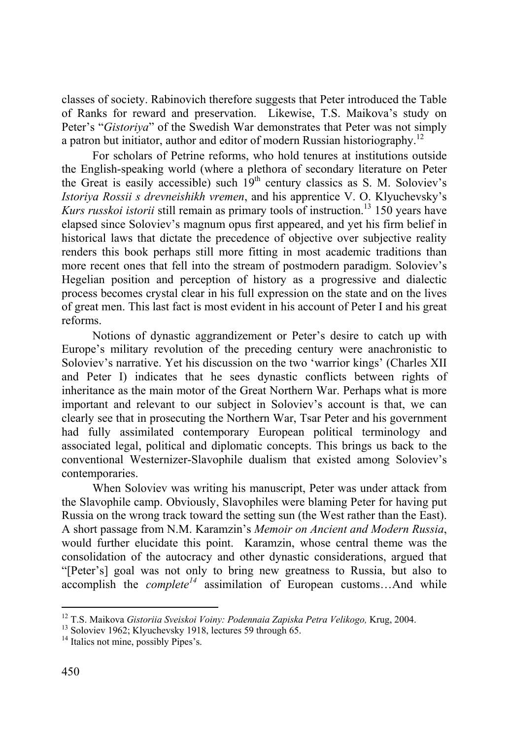classes of society. Rabinovich therefore suggests that Peter introduced the Table of Ranks for reward and preservation. Likewise, T.S. Maikova's study on Peter's "*Gistoriya*" of the Swedish War demonstrates that Peter was not simply a patron but initiator, author and editor of modern Russian historiography.[12]

For scholars of Petrine reforms, who hold tenures at institutions outside the English-speaking world (where a plethora of secondary literature on Peter the Great is easily accessible) such 19th century classics as S. M. Soloviev's *Istoriya Rossii s drevneishikh vremen*, and his apprentice V. O. Klyuchevsky's *Kurs russkoi istorii* still remain as primary tools of instruction.[13] 150 years have elapsed since Soloviev's magnum opus first appeared, and yet his firm belief in historical laws that dictate the precedence of objective over subjective reality renders this book perhaps still more fitting in most academic traditions than more recent ones that fell into the stream of postmodern paradigm. Soloviev's Hegelian position and perception of history as a progressive and dialectic process becomes crystal clear in his full expression on the state and on the lives of great men. This last fact is most evident in his account of Peter I and his great reforms.

Notions of dynastic aggrandizement or Peter's desire to catch up with Europe's military revolution of the preceding century were anachronistic to Soloviev's narrative. Yet his discussion on the two 'warrior kings' (Charles XII and Peter I) indicates that he sees dynastic conflicts between rights of inheritance as the main motor of the Great Northern War. Perhaps what is more important and relevant to our subject in Soloviev's account is that, we can clearly see that in prosecuting the Northern War, Tsar Peter and his government had fully assimilated contemporary European political terminology and associated legal, political and diplomatic concepts. This brings us back to the conventional Westernizer-Slavophile dualism that existed among Soloviev's contemporaries.

When Soloviev was writing his manuscript, Peter was under attack from the Slavophile camp. Obviously, Slavophiles were blaming Peter for having put Russia on the wrong track toward the setting sun (the West rather than the East). A short passage from N.M. Karamzin's *Memoir on Ancient and Modern Russia*, would further elucidate this point. Karamzin, whose central theme was the consolidation of the autocracy and other dynastic considerations, argued that "[Peter's] goal was not only to bring new greatness to Russia, but also to accomplish the *complete*[14] assimilation of European customs…And while

---

[12] T.S. Maikova *Gistoriia Sveiskoi Voiny: Podennaia Zapiska Petra Velikogo,* Krug, 2004.

[13] Soloviev 1962; Klyuchevsky 1918, lectures 59 through 65.

[14] Italics not mine, possibly Pipes's.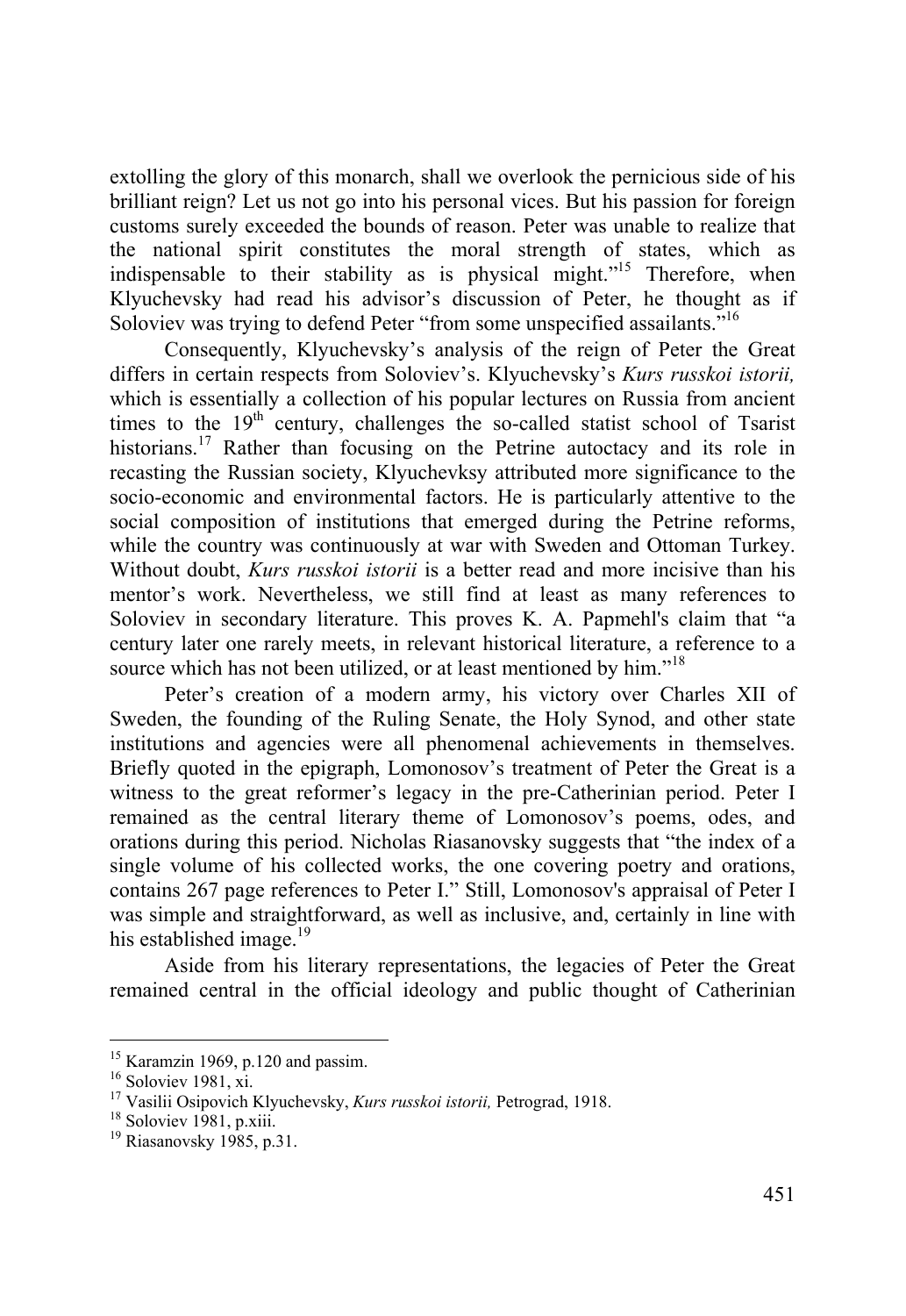extolling the glory of this monarch, shall we overlook the pernicious side of his brilliant reign? Let us not go into his personal vices. But his passion for foreign customs surely exceeded the bounds of reason. Peter was unable to realize that the national spirit constitutes the moral strength of states, which as indispensable to their stability as is physical might."[15] Therefore, when Klyuchevsky had read his advisor's discussion of Peter, he thought as if Soloviev was trying to defend Peter "from some unspecified assailants."[16]

Consequently, Klyuchevsky's analysis of the reign of Peter the Great differs in certain respects from Soloviev's. Klyuchevsky's *Kurs russkoi istorii,* which is essentially a collection of his popular lectures on Russia from ancient times to the 19th century, challenges the so-called statist school of Tsarist historians.[17] Rather than focusing on the Petrine autoctacy and its role in recasting the Russian society, Klyuchevksy attributed more significance to the socio-economic and environmental factors. He is particularly attentive to the social composition of institutions that emerged during the Petrine reforms, while the country was continuously at war with Sweden and Ottoman Turkey. Without doubt, *Kurs russkoi istorii* is a better read and more incisive than his mentor's work. Nevertheless, we still find at least as many references to Soloviev in secondary literature. This proves K. A. Papmehl's claim that "a century later one rarely meets, in relevant historical literature, a reference to a source which has not been utilized, or at least mentioned by him."[18]

Peter's creation of a modern army, his victory over Charles XII of Sweden, the founding of the Ruling Senate, the Holy Synod, and other state institutions and agencies were all phenomenal achievements in themselves. Briefly quoted in the epigraph, Lomonosov's treatment of Peter the Great is a witness to the great reformer's legacy in the pre-Catherinian period. Peter I remained as the central literary theme of Lomonosov's poems, odes, and orations during this period. Nicholas Riasanovsky suggests that "the index of a single volume of his collected works, the one covering poetry and orations, contains 267 page references to Peter I." Still, Lomonosov's appraisal of Peter I was simple and straightforward, as well as inclusive, and, certainly in line with his established image.[19]

Aside from his literary representations, the legacies of Peter the Great remained central in the official ideology and public thought of Catherinian

---

[15] Karamzin 1969, p.120 and passim.

[16] Soloviev 1981, xi.

[17] Vasilii Osipovich Klyuchevsky, *Kurs russkoi istorii,* Petrograd, 1918.

[18] Soloviev 1981, p.xiii.

[19] Riasanovsky 1985, p.31.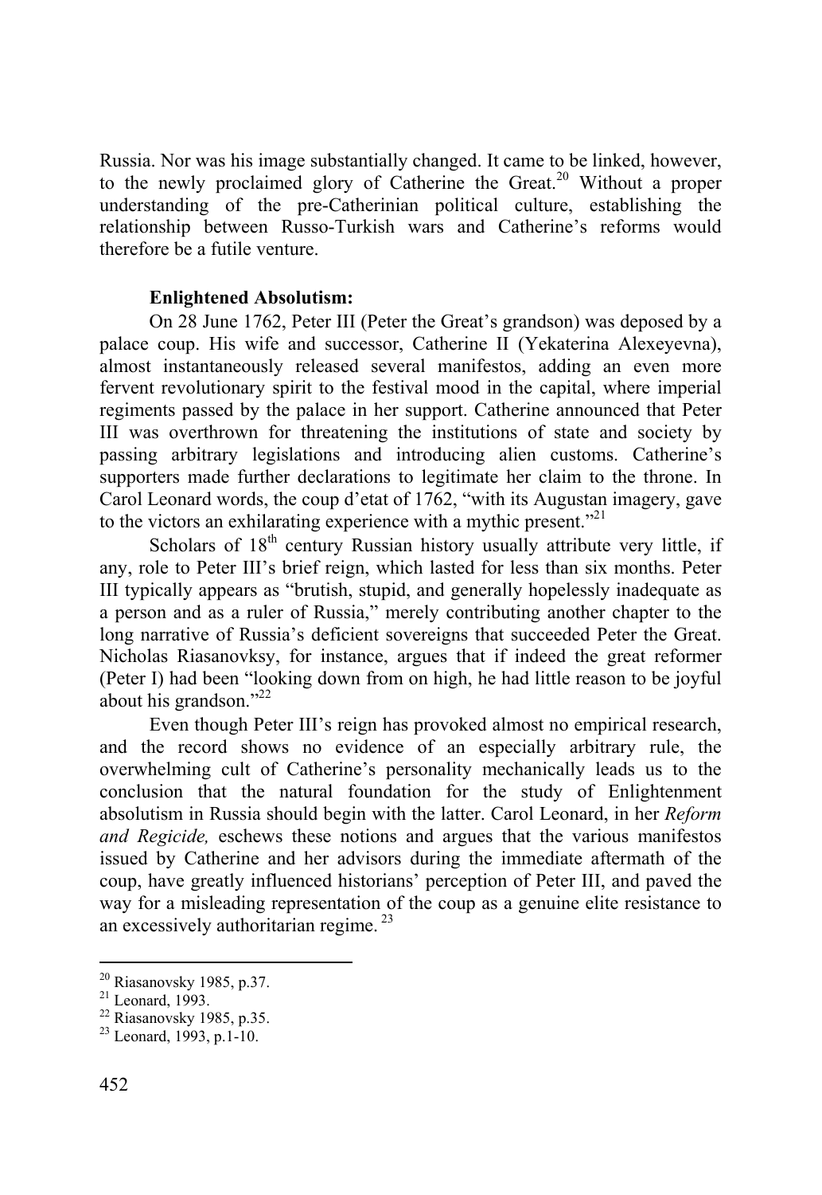Russia. Nor was his image substantially changed. It came to be linked, however, to the newly proclaimed glory of Catherine the Great.[20] Without a proper understanding of the pre-Catherinian political culture, establishing the relationship between Russo-Turkish wars and Catherine's reforms would therefore be a futile venture.

**Enlightened Absolutism:**

On 28 June 1762, Peter III (Peter the Great's grandson) was deposed by a palace coup. His wife and successor, Catherine II (Yekaterina Alexeyevna), almost instantaneously released several manifestos, adding an even more fervent revolutionary spirit to the festival mood in the capital, where imperial regiments passed by the palace in her support. Catherine announced that Peter III was overthrown for threatening the institutions of state and society by passing arbitrary legislations and introducing alien customs. Catherine's supporters made further declarations to legitimate her claim to the throne. In Carol Leonard words, the coup d'etat of 1762, "with its Augustan imagery, gave to the victors an exhilarating experience with a mythic present."[21]

Scholars of 18th century Russian history usually attribute very little, if any, role to Peter III's brief reign, which lasted for less than six months. Peter III typically appears as "brutish, stupid, and generally hopelessly inadequate as a person and as a ruler of Russia," merely contributing another chapter to the long narrative of Russia's deficient sovereigns that succeeded Peter the Great. Nicholas Riasanovksy, for instance, argues that if indeed the great reformer (Peter I) had been "looking down from on high, he had little reason to be joyful about his grandson."[22]

Even though Peter III's reign has provoked almost no empirical research, and the record shows no evidence of an especially arbitrary rule, the overwhelming cult of Catherine's personality mechanically leads us to the conclusion that the natural foundation for the study of Enlightenment absolutism in Russia should begin with the latter. Carol Leonard, in her *Reform and Regicide,* eschews these notions and argues that the various manifestos issued by Catherine and her advisors during the immediate aftermath of the coup, have greatly influenced historians' perception of Peter III, and paved the way for a misleading representation of the coup as a genuine elite resistance to an excessively authoritarian regime.[23]

---

[20] Riasanovsky 1985, p.37.

[21] Leonard, 1993.

[22] Riasanovsky 1985, p.35.

[23] Leonard, 1993, p.1-10.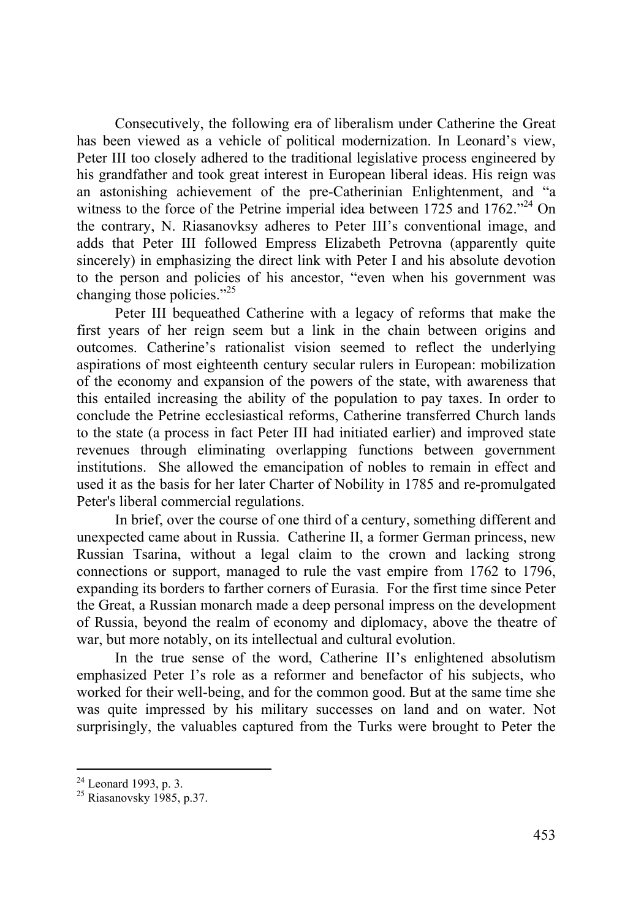Consecutively, the following era of liberalism under Catherine the Great has been viewed as a vehicle of political modernization. In Leonard's view, Peter III too closely adhered to the traditional legislative process engineered by his grandfather and took great interest in European liberal ideas. His reign was an astonishing achievement of the pre-Catherinian Enlightenment, and "a witness to the force of the Petrine imperial idea between 1725 and 1762."[24] On the contrary, N. Riasanovksy adheres to Peter III's conventional image, and adds that Peter III followed Empress Elizabeth Petrovna (apparently quite sincerely) in emphasizing the direct link with Peter I and his absolute devotion to the person and policies of his ancestor, "even when his government was changing those policies."[25]

Peter III bequeathed Catherine with a legacy of reforms that make the first years of her reign seem but a link in the chain between origins and outcomes. Catherine's rationalist vision seemed to reflect the underlying aspirations of most eighteenth century secular rulers in European: mobilization of the economy and expansion of the powers of the state, with awareness that this entailed increasing the ability of the population to pay taxes. In order to conclude the Petrine ecclesiastical reforms, Catherine transferred Church lands to the state (a process in fact Peter III had initiated earlier) and improved state revenues through eliminating overlapping functions between government institutions. She allowed the emancipation of nobles to remain in effect and used it as the basis for her later Charter of Nobility in 1785 and re-promulgated Peter's liberal commercial regulations.

In brief, over the course of one third of a century, something different and unexpected came about in Russia. Catherine II, a former German princess, new Russian Tsarina, without a legal claim to the crown and lacking strong connections or support, managed to rule the vast empire from 1762 to 1796, expanding its borders to farther corners of Eurasia. For the first time since Peter the Great, a Russian monarch made a deep personal impress on the development of Russia, beyond the realm of economy and diplomacy, above the theatre of war, but more notably, on its intellectual and cultural evolution.

In the true sense of the word, Catherine II's enlightened absolutism emphasized Peter I's role as a reformer and benefactor of his subjects, who worked for their well-being, and for the common good. But at the same time she was quite impressed by his military successes on land and on water. Not surprisingly, the valuables captured from the Turks were brought to Peter the

---

[24] Leonard 1993, p. 3.

[25] Riasanovsky 1985, p.37.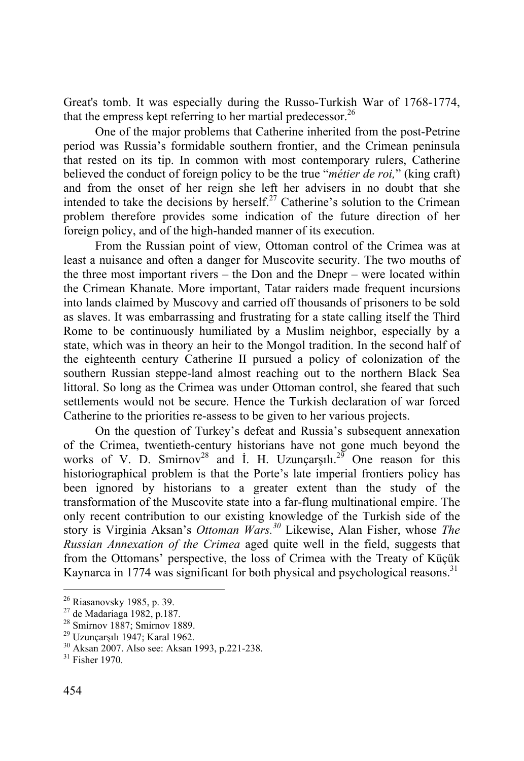Great's tomb. It was especially during the Russo-Turkish War of 1768-1774, that the empress kept referring to her martial predecessor.[26]

One of the major problems that Catherine inherited from the post-Petrine period was Russia's formidable southern frontier, and the Crimean peninsula that rested on its tip. In common with most contemporary rulers, Catherine believed the conduct of foreign policy to be the true "*métier de roi,*" (king craft) and from the onset of her reign she left her advisers in no doubt that she intended to take the decisions by herself.[27] Catherine's solution to the Crimean problem therefore provides some indication of the future direction of her foreign policy, and of the high-handed manner of its execution.

From the Russian point of view, Ottoman control of the Crimea was at least a nuisance and often a danger for Muscovite security. The two mouths of the three most important rivers – the Don and the Dnepr – were located within the Crimean Khanate. More important, Tatar raiders made frequent incursions into lands claimed by Muscovy and carried off thousands of prisoners to be sold as slaves. It was embarrassing and frustrating for a state calling itself the Third Rome to be continuously humiliated by a Muslim neighbor, especially by a state, which was in theory an heir to the Mongol tradition. In the second half of the eighteenth century Catherine II pursued a policy of colonization of the southern Russian steppe-land almost reaching out to the northern Black Sea littoral. So long as the Crimea was under Ottoman control, she feared that such settlements would not be secure. Hence the Turkish declaration of war forced Catherine to the priorities re-assess to be given to her various projects.

On the question of Turkey's defeat and Russia's subsequent annexation of the Crimea, twentieth-century historians have not gone much beyond the works of V. D. Smirnov[28] and İ. H. Uzunçarşılı.[29] One reason for this historiographical problem is that the Porte's late imperial frontiers policy has been ignored by historians to a greater extent than the study of the transformation of the Muscovite state into a far-flung multinational empire. The only recent contribution to our existing knowledge of the Turkish side of the story is Virginia Aksan's *Ottoman Wars.*[30] Likewise, Alan Fisher, whose *The Russian Annexation of the Crimea* aged quite well in the field, suggests that from the Ottomans' perspective, the loss of Crimea with the Treaty of Küçük Kaynarca in 1774 was significant for both physical and psychological reasons.[31]

---

[26] Riasanovsky 1985, p. 39.

[27] de Madariaga 1982, p.187.

[28] Smirnov 1887; Smirnov 1889.

[29] Uzunçarşılı 1947; Karal 1962.

[30] Aksan 2007. Also see: Aksan 1993, p.221-238.

[31] Fisher 1970.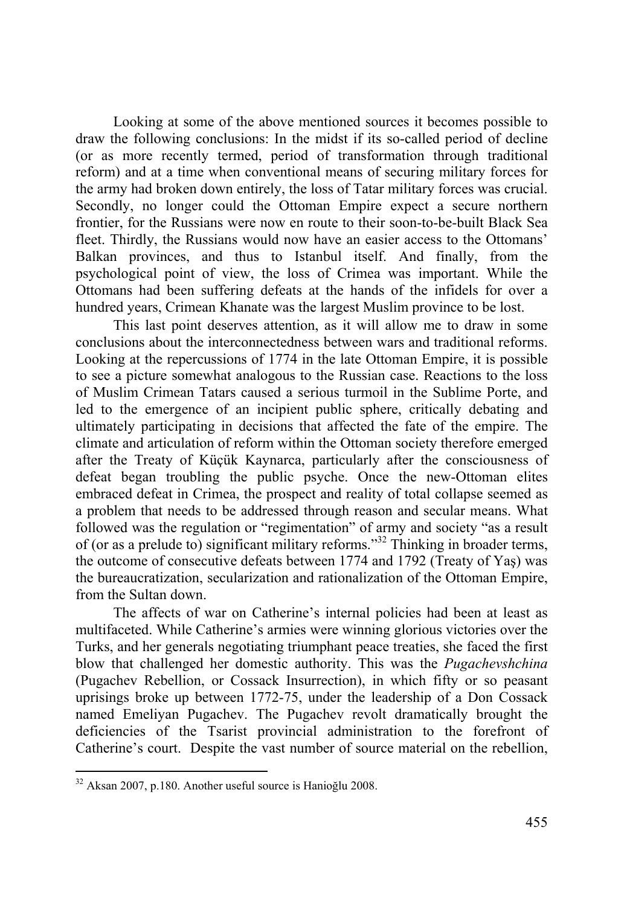Looking at some of the above mentioned sources it becomes possible to draw the following conclusions: In the midst if its so-called period of decline (or as more recently termed, period of transformation through traditional reform) and at a time when conventional means of securing military forces for the army had broken down entirely, the loss of Tatar military forces was crucial. Secondly, no longer could the Ottoman Empire expect a secure northern frontier, for the Russians were now en route to their soon-to-be-built Black Sea fleet. Thirdly, the Russians would now have an easier access to the Ottomans' Balkan provinces, and thus to Istanbul itself. And finally, from the psychological point of view, the loss of Crimea was important. While the Ottomans had been suffering defeats at the hands of the infidels for over a hundred years, Crimean Khanate was the largest Muslim province to be lost.

This last point deserves attention, as it will allow me to draw in some conclusions about the interconnectedness between wars and traditional reforms. Looking at the repercussions of 1774 in the late Ottoman Empire, it is possible to see a picture somewhat analogous to the Russian case. Reactions to the loss of Muslim Crimean Tatars caused a serious turmoil in the Sublime Porte, and led to the emergence of an incipient public sphere, critically debating and ultimately participating in decisions that affected the fate of the empire. The climate and articulation of reform within the Ottoman society therefore emerged after the Treaty of Küçük Kaynarca, particularly after the consciousness of defeat began troubling the public psyche. Once the new-Ottoman elites embraced defeat in Crimea, the prospect and reality of total collapse seemed as a problem that needs to be addressed through reason and secular means. What followed was the regulation or "regimentation" of army and society "as a result of (or as a prelude to) significant military reforms."[32] Thinking in broader terms, the outcome of consecutive defeats between 1774 and 1792 (Treaty of Yaş) was the bureaucratization, secularization and rationalization of the Ottoman Empire, from the Sultan down.

The affects of war on Catherine's internal policies had been at least as multifaceted. While Catherine's armies were winning glorious victories over the Turks, and her generals negotiating triumphant peace treaties, she faced the first blow that challenged her domestic authority. This was the *Pugachevshchina* (Pugachev Rebellion, or Cossack Insurrection), in which fifty or so peasant uprisings broke up between 1772-75, under the leadership of a Don Cossack named Emeliyan Pugachev. The Pugachev revolt dramatically brought the deficiencies of the Tsarist provincial administration to the forefront of Catherine's court. Despite the vast number of source material on the rebellion,

---

[32] Aksan 2007, p.180. Another useful source is Hanioğlu 2008.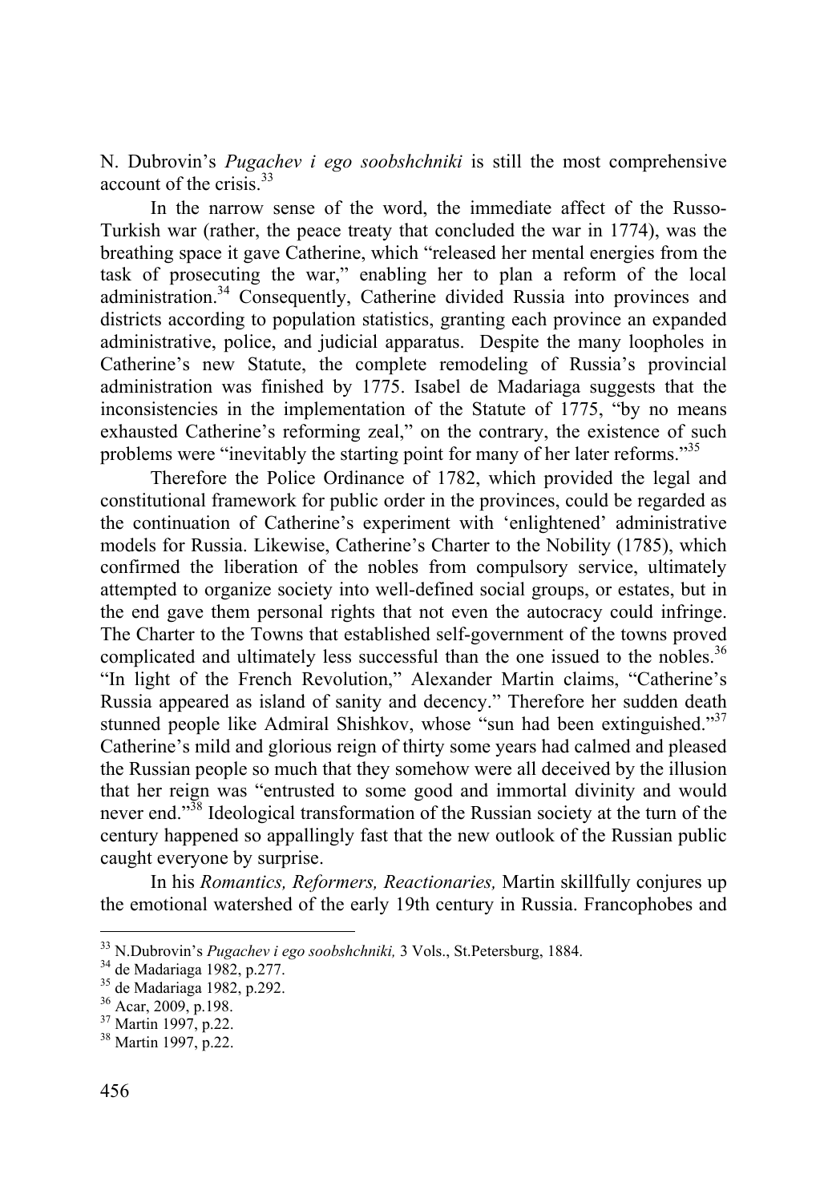N. Dubrovin's *Pugachev i ego soobshchniki* is still the most comprehensive account of the crisis.[33]

In the narrow sense of the word, the immediate affect of the Russo-Turkish war (rather, the peace treaty that concluded the war in 1774), was the breathing space it gave Catherine, which "released her mental energies from the task of prosecuting the war," enabling her to plan a reform of the local administration.[34] Consequently, Catherine divided Russia into provinces and districts according to population statistics, granting each province an expanded administrative, police, and judicial apparatus. Despite the many loopholes in Catherine's new Statute, the complete remodeling of Russia's provincial administration was finished by 1775. Isabel de Madariaga suggests that the inconsistencies in the implementation of the Statute of 1775, "by no means exhausted Catherine's reforming zeal," on the contrary, the existence of such problems were "inevitably the starting point for many of her later reforms."[35]

Therefore the Police Ordinance of 1782, which provided the legal and constitutional framework for public order in the provinces, could be regarded as the continuation of Catherine's experiment with 'enlightened' administrative models for Russia. Likewise, Catherine's Charter to the Nobility (1785), which confirmed the liberation of the nobles from compulsory service, ultimately attempted to organize society into well-defined social groups, or estates, but in the end gave them personal rights that not even the autocracy could infringe. The Charter to the Towns that established self-government of the towns proved complicated and ultimately less successful than the one issued to the nobles.[36] "In light of the French Revolution," Alexander Martin claims, "Catherine's Russia appeared as island of sanity and decency." Therefore her sudden death stunned people like Admiral Shishkov, whose "sun had been extinguished."[37] Catherine's mild and glorious reign of thirty some years had calmed and pleased the Russian people so much that they somehow were all deceived by the illusion that her reign was "entrusted to some good and immortal divinity and would never end."[38] Ideological transformation of the Russian society at the turn of the century happened so appallingly fast that the new outlook of the Russian public caught everyone by surprise.

In his *Romantics, Reformers, Reactionaries,* Martin skillfully conjures up the emotional watershed of the early 19th century in Russia. Francophobes and

---

[33] N.Dubrovin's *Pugachev i ego soobshchniki,* 3 Vols., St.Petersburg, 1884.

[34] de Madariaga 1982, p.277.

[35] de Madariaga 1982, p.292.

[36] Acar, 2009, p.198.

[37] Martin 1997, p.22.

[38] Martin 1997, p.22.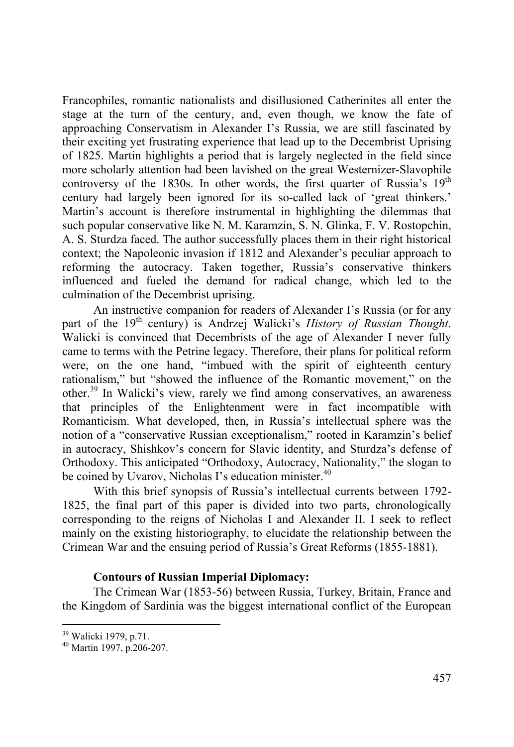Francophiles, romantic nationalists and disillusioned Catherinites all enter the stage at the turn of the century, and, even though, we know the fate of approaching Conservatism in Alexander I's Russia, we are still fascinated by their exciting yet frustrating experience that lead up to the Decembrist Uprising of 1825. Martin highlights a period that is largely neglected in the field since more scholarly attention had been lavished on the great Westernizer-Slavophile controversy of the 1830s. In other words, the first quarter of Russia's 19th century had largely been ignored for its so-called lack of 'great thinkers.' Martin's account is therefore instrumental in highlighting the dilemmas that such popular conservative like N. M. Karamzin, S. N. Glinka, F. V. Rostopchin, A. S. Sturdza faced. The author successfully places them in their right historical context; the Napoleonic invasion if 1812 and Alexander's peculiar approach to reforming the autocracy. Taken together, Russia's conservative thinkers influenced and fueled the demand for radical change, which led to the culmination of the Decembrist uprising.

An instructive companion for readers of Alexander I's Russia (or for any part of the 19th century) is Andrzej Walicki's *History of Russian Thought*. Walicki is convinced that Decembrists of the age of Alexander I never fully came to terms with the Petrine legacy. Therefore, their plans for political reform were, on the one hand, "imbued with the spirit of eighteenth century rationalism," but "showed the influence of the Romantic movement," on the other.[39] In Walicki's view, rarely we find among conservatives, an awareness that principles of the Enlightenment were in fact incompatible with Romanticism. What developed, then, in Russia's intellectual sphere was the notion of a "conservative Russian exceptionalism," rooted in Karamzin's belief in autocracy, Shishkov's concern for Slavic identity, and Sturdza's defense of Orthodoxy. This anticipated "Orthodoxy, Autocracy, Nationality," the slogan to be coined by Uvarov, Nicholas I's education minister.[40]

With this brief synopsis of Russia's intellectual currents between 1792-1825, the final part of this paper is divided into two parts, chronologically corresponding to the reigns of Nicholas I and Alexander II. I seek to reflect mainly on the existing historiography, to elucidate the relationship between the Crimean War and the ensuing period of Russia's Great Reforms (1855-1881).

**Contours of Russian Imperial Diplomacy:**

The Crimean War (1853-56) between Russia, Turkey, Britain, France and the Kingdom of Sardinia was the biggest international conflict of the European

---

[39] Walicki 1979, p.71.

[40] Martin 1997, p.206-207.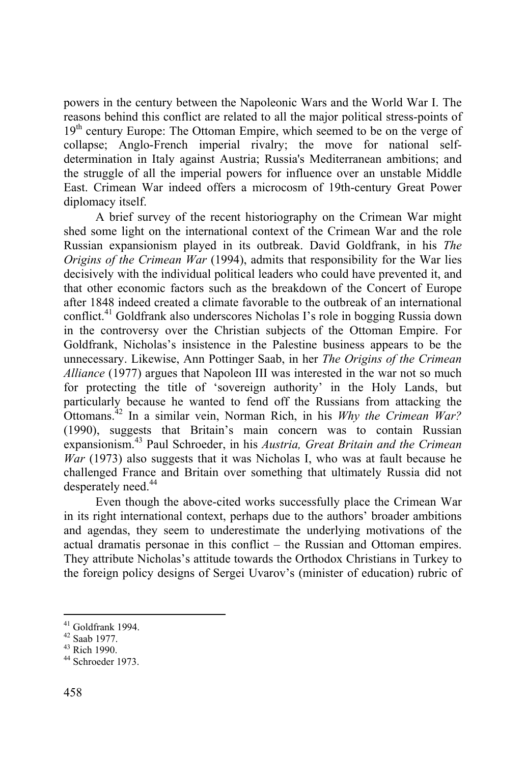powers in the century between the Napoleonic Wars and the World War I. The reasons behind this conflict are related to all the major political stress-points of 19th century Europe: The Ottoman Empire, which seemed to be on the verge of collapse; Anglo-French imperial rivalry; the move for national self-determination in Italy against Austria; Russia's Mediterranean ambitions; and the struggle of all the imperial powers for influence over an unstable Middle East. Crimean War indeed offers a microcosm of 19th-century Great Power diplomacy itself.

A brief survey of the recent historiography on the Crimean War might shed some light on the international context of the Crimean War and the role Russian expansionism played in its outbreak. David Goldfrank, in his *The Origins of the Crimean War* (1994), admits that responsibility for the War lies decisively with the individual political leaders who could have prevented it, and that other economic factors such as the breakdown of the Concert of Europe after 1848 indeed created a climate favorable to the outbreak of an international conflict.[41] Goldfrank also underscores Nicholas I's role in bogging Russia down in the controversy over the Christian subjects of the Ottoman Empire. For Goldfrank, Nicholas's insistence in the Palestine business appears to be the unnecessary. Likewise, Ann Pottinger Saab, in her *The Origins of the Crimean Alliance* (1977) argues that Napoleon III was interested in the war not so much for protecting the title of 'sovereign authority' in the Holy Lands, but particularly because he wanted to fend off the Russians from attacking the Ottomans.[42] In a similar vein, Norman Rich, in his *Why the Crimean War?* (1990), suggests that Britain's main concern was to contain Russian expansionism.[43] Paul Schroeder, in his *Austria, Great Britain and the Crimean War* (1973) also suggests that it was Nicholas I, who was at fault because he challenged France and Britain over something that ultimately Russia did not desperately need.[44]

Even though the above-cited works successfully place the Crimean War in its right international context, perhaps due to the authors' broader ambitions and agendas, they seem to underestimate the underlying motivations of the actual dramatis personae in this conflict – the Russian and Ottoman empires. They attribute Nicholas's attitude towards the Orthodox Christians in Turkey to the foreign policy designs of Sergei Uvarov's (minister of education) rubric of

---

[41] Goldfrank 1994.

[42] Saab 1977.

[43] Rich 1990.

[44] Schroeder 1973.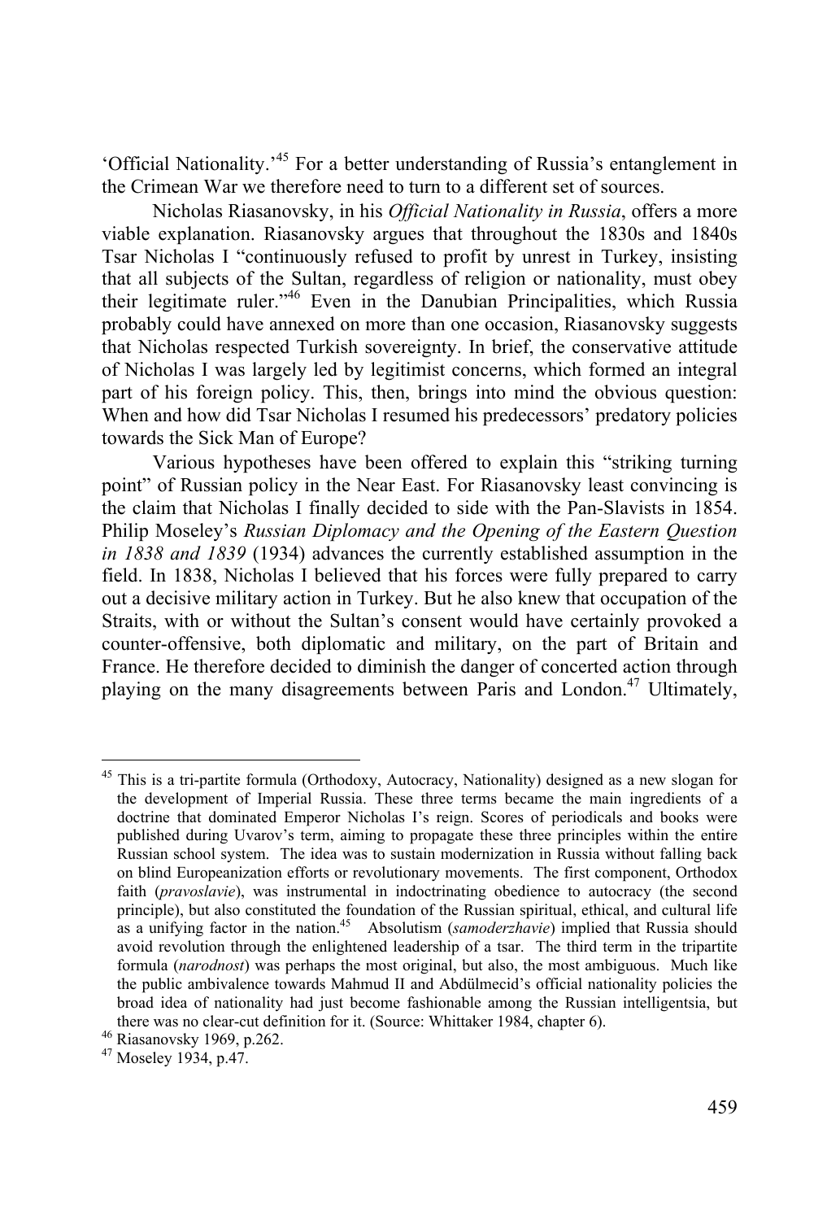'Official Nationality.'[45] For a better understanding of Russia's entanglement in the Crimean War we therefore need to turn to a different set of sources.

Nicholas Riasanovsky, in his *Official Nationality in Russia*, offers a more viable explanation. Riasanovsky argues that throughout the 1830s and 1840s Tsar Nicholas I "continuously refused to profit by unrest in Turkey, insisting that all subjects of the Sultan, regardless of religion or nationality, must obey their legitimate ruler."[46] Even in the Danubian Principalities, which Russia probably could have annexed on more than one occasion, Riasanovsky suggests that Nicholas respected Turkish sovereignty. In brief, the conservative attitude of Nicholas I was largely led by legitimist concerns, which formed an integral part of his foreign policy. This, then, brings into mind the obvious question: When and how did Tsar Nicholas I resumed his predecessors' predatory policies towards the Sick Man of Europe?

Various hypotheses have been offered to explain this "striking turning point" of Russian policy in the Near East. For Riasanovsky least convincing is the claim that Nicholas I finally decided to side with the Pan-Slavists in 1854. Philip Moseley's *Russian Diplomacy and the Opening of the Eastern Question in 1838 and 1839* (1934) advances the currently established assumption in the field. In 1838, Nicholas I believed that his forces were fully prepared to carry out a decisive military action in Turkey. But he also knew that occupation of the Straits, with or without the Sultan's consent would have certainly provoked a counter-offensive, both diplomatic and military, on the part of Britain and France. He therefore decided to diminish the danger of concerted action through playing on the many disagreements between Paris and London.[47] Ultimately,

---

[45] This is a tri-partite formula (Orthodoxy, Autocracy, Nationality) designed as a new slogan for the development of Imperial Russia. These three terms became the main ingredients of a doctrine that dominated Emperor Nicholas I's reign. Scores of periodicals and books were published during Uvarov's term, aiming to propagate these three principles within the entire Russian school system. The idea was to sustain modernization in Russia without falling back on blind Europeanization efforts or revolutionary movements. The first component, Orthodox faith (*pravoslavie*), was instrumental in indoctrinating obedience to autocracy (the second principle), but also constituted the foundation of the Russian spiritual, ethical, and cultural life as a unifying factor in the nation.[45] Absolutism (*samoderzhavie*) implied that Russia should avoid revolution through the enlightened leadership of a tsar. The third term in the tripartite formula (*narodnost*) was perhaps the most original, but also, the most ambiguous. Much like the public ambivalence towards Mahmud II and Abdülmecid's official nationality policies the broad idea of nationality had just become fashionable among the Russian intelligentsia, but there was no clear-cut definition for it. (Source: Whittaker 1984, chapter 6).

[46] Riasanovsky 1969, p.262.

[47] Moseley 1934, p.47.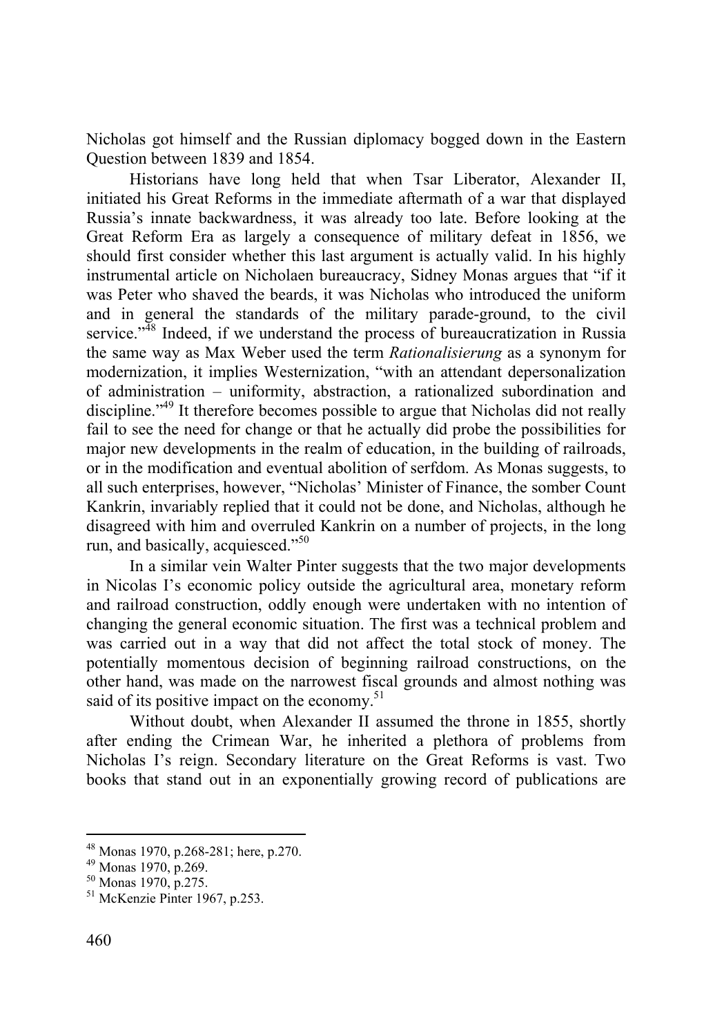Nicholas got himself and the Russian diplomacy bogged down in the Eastern Question between 1839 and 1854.

Historians have long held that when Tsar Liberator, Alexander II, initiated his Great Reforms in the immediate aftermath of a war that displayed Russia's innate backwardness, it was already too late. Before looking at the Great Reform Era as largely a consequence of military defeat in 1856, we should first consider whether this last argument is actually valid. In his highly instrumental article on Nicholaen bureaucracy, Sidney Monas argues that "if it was Peter who shaved the beards, it was Nicholas who introduced the uniform and in general the standards of the military parade-ground, to the civil service."[48] Indeed, if we understand the process of bureaucratization in Russia the same way as Max Weber used the term *Rationalisierung* as a synonym for modernization, it implies Westernization, "with an attendant depersonalization of administration – uniformity, abstraction, a rationalized subordination and discipline."[49] It therefore becomes possible to argue that Nicholas did not really fail to see the need for change or that he actually did probe the possibilities for major new developments in the realm of education, in the building of railroads, or in the modification and eventual abolition of serfdom. As Monas suggests, to all such enterprises, however, "Nicholas' Minister of Finance, the somber Count Kankrin, invariably replied that it could not be done, and Nicholas, although he disagreed with him and overruled Kankrin on a number of projects, in the long run, and basically, acquiesced."[50]

In a similar vein Walter Pinter suggests that the two major developments in Nicolas I's economic policy outside the agricultural area, monetary reform and railroad construction, oddly enough were undertaken with no intention of changing the general economic situation. The first was a technical problem and was carried out in a way that did not affect the total stock of money. The potentially momentous decision of beginning railroad constructions, on the other hand, was made on the narrowest fiscal grounds and almost nothing was said of its positive impact on the economy.[51]

Without doubt, when Alexander II assumed the throne in 1855, shortly after ending the Crimean War, he inherited a plethora of problems from Nicholas I's reign. Secondary literature on the Great Reforms is vast. Two books that stand out in an exponentially growing record of publications are

---

[48] Monas 1970, p.268-281; here, p.270.

[49] Monas 1970, p.269.

[50] Monas 1970, p.275.

[51] McKenzie Pinter 1967, p.253.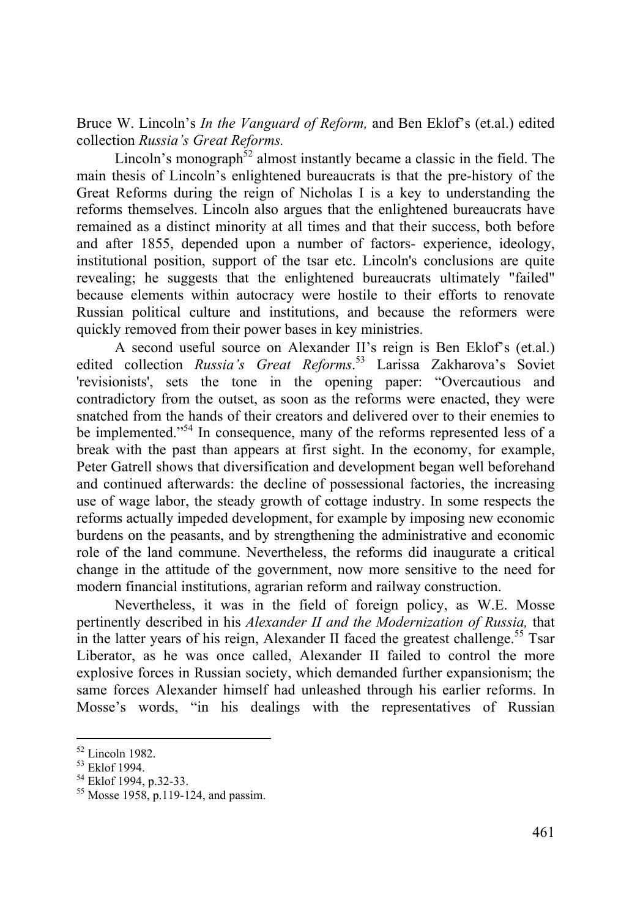Bruce W. Lincoln's *In the Vanguard of Reform,* and Ben Eklof's (et.al.) edited collection *Russia's Great Reforms.*

Lincoln's monograph[52] almost instantly became a classic in the field. The main thesis of Lincoln's enlightened bureaucrats is that the pre-history of the Great Reforms during the reign of Nicholas I is a key to understanding the reforms themselves. Lincoln also argues that the enlightened bureaucrats have remained as a distinct minority at all times and that their success, both before and after 1855, depended upon a number of factors- experience, ideology, institutional position, support of the tsar etc. Lincoln's conclusions are quite revealing; he suggests that the enlightened bureaucrats ultimately "failed" because elements within autocracy were hostile to their efforts to renovate Russian political culture and institutions, and because the reformers were quickly removed from their power bases in key ministries.

A second useful source on Alexander II's reign is Ben Eklof's (et.al.) edited collection *Russia's Great Reforms*.[53] Larissa Zakharova's Soviet 'revisionists', sets the tone in the opening paper: "Overcautious and contradictory from the outset, as soon as the reforms were enacted, they were snatched from the hands of their creators and delivered over to their enemies to be implemented."[54] In consequence, many of the reforms represented less of a break with the past than appears at first sight. In the economy, for example, Peter Gatrell shows that diversification and development began well beforehand and continued afterwards: the decline of possessional factories, the increasing use of wage labor, the steady growth of cottage industry. In some respects the reforms actually impeded development, for example by imposing new economic burdens on the peasants, and by strengthening the administrative and economic role of the land commune. Nevertheless, the reforms did inaugurate a critical change in the attitude of the government, now more sensitive to the need for modern financial institutions, agrarian reform and railway construction.

Nevertheless, it was in the field of foreign policy, as W.E. Mosse pertinently described in his *Alexander II and the Modernization of Russia,* that in the latter years of his reign, Alexander II faced the greatest challenge.[55] Tsar Liberator, as he was once called, Alexander II failed to control the more explosive forces in Russian society, which demanded further expansionism; the same forces Alexander himself had unleashed through his earlier reforms. In Mosse's words, "in his dealings with the representatives of Russian

---

[52] Lincoln 1982.

[53] Eklof 1994.

[54] Eklof 1994, p.32-33.

[55] Mosse 1958, p.119-124, and passim.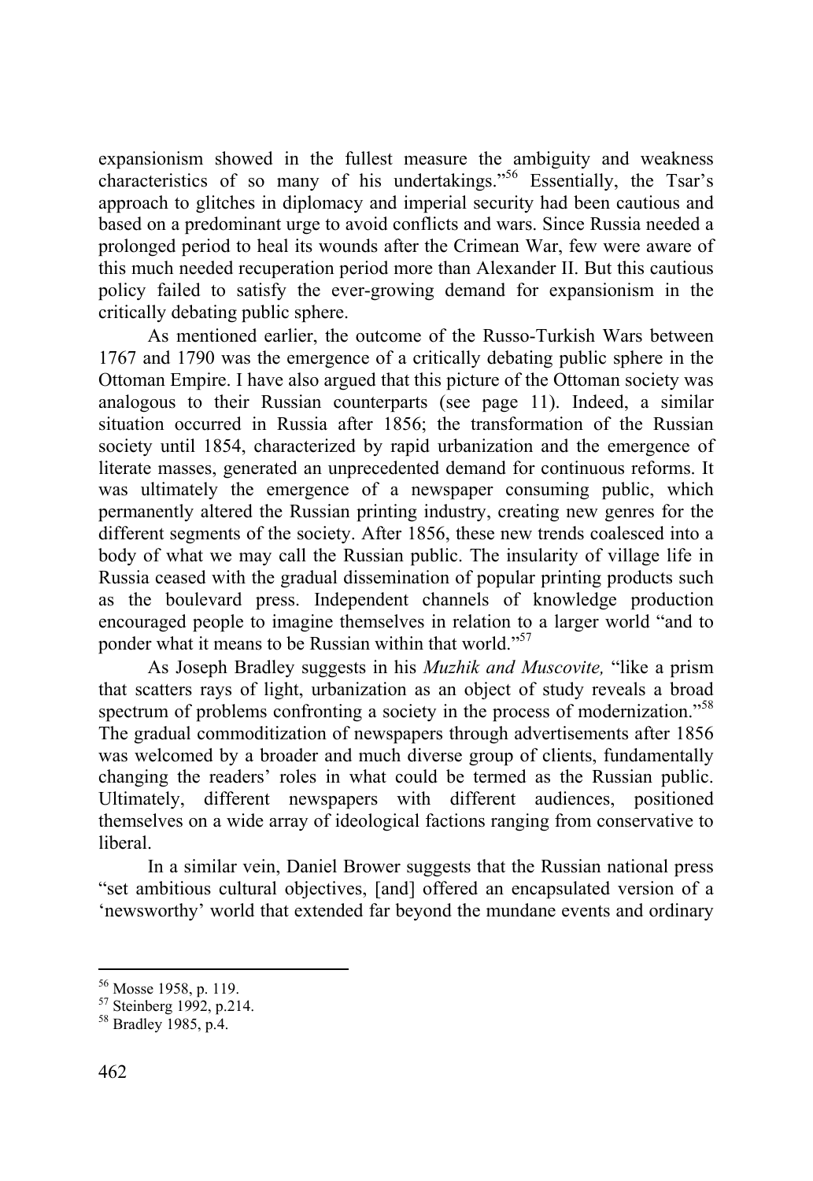expansionism showed in the fullest measure the ambiguity and weakness characteristics of so many of his undertakings."[56] Essentially, the Tsar's approach to glitches in diplomacy and imperial security had been cautious and based on a predominant urge to avoid conflicts and wars. Since Russia needed a prolonged period to heal its wounds after the Crimean War, few were aware of this much needed recuperation period more than Alexander II. But this cautious policy failed to satisfy the ever-growing demand for expansionism in the critically debating public sphere.

As mentioned earlier, the outcome of the Russo-Turkish Wars between 1767 and 1790 was the emergence of a critically debating public sphere in the Ottoman Empire. I have also argued that this picture of the Ottoman society was analogous to their Russian counterparts (see page 11). Indeed, a similar situation occurred in Russia after 1856; the transformation of the Russian society until 1854, characterized by rapid urbanization and the emergence of literate masses, generated an unprecedented demand for continuous reforms. It was ultimately the emergence of a newspaper consuming public, which permanently altered the Russian printing industry, creating new genres for the different segments of the society. After 1856, these new trends coalesced into a body of what we may call the Russian public. The insularity of village life in Russia ceased with the gradual dissemination of popular printing products such as the boulevard press. Independent channels of knowledge production encouraged people to imagine themselves in relation to a larger world "and to ponder what it means to be Russian within that world."[57]

As Joseph Bradley suggests in his *Muzhik and Muscovite,* "like a prism that scatters rays of light, urbanization as an object of study reveals a broad spectrum of problems confronting a society in the process of modernization."[58] The gradual commoditization of newspapers through advertisements after 1856 was welcomed by a broader and much diverse group of clients, fundamentally changing the readers' roles in what could be termed as the Russian public. Ultimately, different newspapers with different audiences, positioned themselves on a wide array of ideological factions ranging from conservative to liberal.

In a similar vein, Daniel Brower suggests that the Russian national press "set ambitious cultural objectives, [and] offered an encapsulated version of a 'newsworthy' world that extended far beyond the mundane events and ordinary

---

[56] Mosse 1958, p. 119.

[57] Steinberg 1992, p.214.

[58] Bradley 1985, p.4.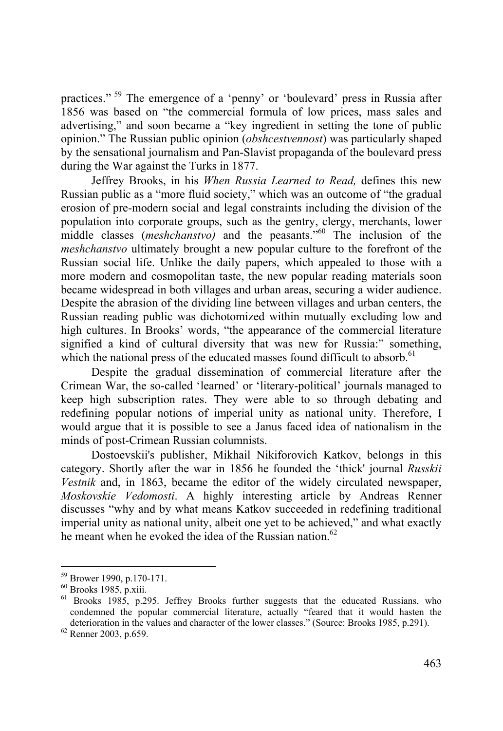practices."[59] The emergence of a 'penny' or 'boulevard' press in Russia after 1856 was based on "the commercial formula of low prices, mass sales and advertising," and soon became a "key ingredient in setting the tone of public opinion." The Russian public opinion (*obshcestvennost*) was particularly shaped by the sensational journalism and Pan-Slavist propaganda of the boulevard press during the War against the Turks in 1877.

Jeffrey Brooks, in his *When Russia Learned to Read,* defines this new Russian public as a "more fluid society," which was an outcome of "the gradual erosion of pre-modern social and legal constraints including the division of the population into corporate groups, such as the gentry, clergy, merchants, lower middle classes (*meshchanstvo)* and the peasants."[60] The inclusion of the *meshchanstvo* ultimately brought a new popular culture to the forefront of the Russian social life. Unlike the daily papers, which appealed to those with a more modern and cosmopolitan taste, the new popular reading materials soon became widespread in both villages and urban areas, securing a wider audience. Despite the abrasion of the dividing line between villages and urban centers, the Russian reading public was dichotomized within mutually excluding low and high cultures. In Brooks' words, "the appearance of the commercial literature signified a kind of cultural diversity that was new for Russia:" something, which the national press of the educated masses found difficult to absorb.[61]

Despite the gradual dissemination of commercial literature after the Crimean War, the so-called 'learned' or 'literary-political' journals managed to keep high subscription rates. They were able to so through debating and redefining popular notions of imperial unity as national unity. Therefore, I would argue that it is possible to see a Janus faced idea of nationalism in the minds of post-Crimean Russian columnists.

Dostoevskii's publisher, Mikhail Nikiforovich Katkov, belongs in this category. Shortly after the war in 1856 he founded the 'thick' journal *Russkii Vestnik* and, in 1863, became the editor of the widely circulated newspaper, *Moskovskie Vedomosti*. A highly interesting article by Andreas Renner discusses "why and by what means Katkov succeeded in redefining traditional imperial unity as national unity, albeit one yet to be achieved," and what exactly he meant when he evoked the idea of the Russian nation.[62]

---

[59] Brower 1990, p.170-171.

[60] Brooks 1985, p.xiii.

[61] Brooks 1985, p.295. Jeffrey Brooks further suggests that the educated Russians, who condemned the popular commercial literature, actually "feared that it would hasten the deterioration in the values and character of the lower classes." (Source: Brooks 1985, p.291).

[62] Renner 2003, p.659.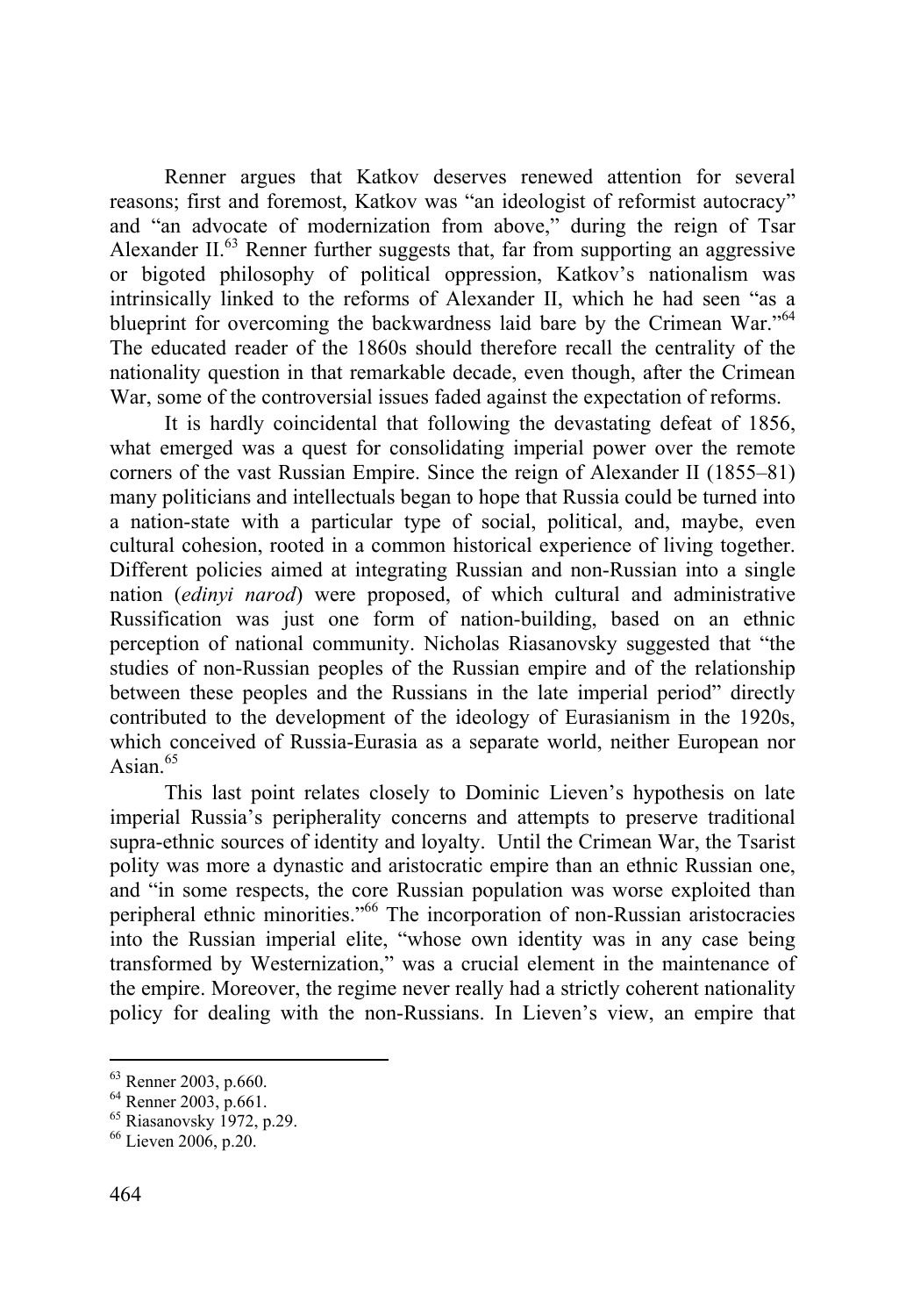Renner argues that Katkov deserves renewed attention for several reasons; first and foremost, Katkov was "an ideologist of reformist autocracy" and "an advocate of modernization from above," during the reign of Tsar Alexander II.[63] Renner further suggests that, far from supporting an aggressive or bigoted philosophy of political oppression, Katkov's nationalism was intrinsically linked to the reforms of Alexander II, which he had seen "as a blueprint for overcoming the backwardness laid bare by the Crimean War."[64] The educated reader of the 1860s should therefore recall the centrality of the nationality question in that remarkable decade, even though, after the Crimean War, some of the controversial issues faded against the expectation of reforms.

It is hardly coincidental that following the devastating defeat of 1856, what emerged was a quest for consolidating imperial power over the remote corners of the vast Russian Empire. Since the reign of Alexander II (1855–81) many politicians and intellectuals began to hope that Russia could be turned into a nation-state with a particular type of social, political, and, maybe, even cultural cohesion, rooted in a common historical experience of living together. Different policies aimed at integrating Russian and non-Russian into a single nation (*edinyi narod*) were proposed, of which cultural and administrative Russification was just one form of nation-building, based on an ethnic perception of national community. Nicholas Riasanovsky suggested that "the studies of non-Russian peoples of the Russian empire and of the relationship between these peoples and the Russians in the late imperial period" directly contributed to the development of the ideology of Eurasianism in the 1920s, which conceived of Russia-Eurasia as a separate world, neither European nor Asian.[65]

This last point relates closely to Dominic Lieven's hypothesis on late imperial Russia's peripherality concerns and attempts to preserve traditional supra-ethnic sources of identity and loyalty. Until the Crimean War, the Tsarist polity was more a dynastic and aristocratic empire than an ethnic Russian one, and "in some respects, the core Russian population was worse exploited than peripheral ethnic minorities."[66] The incorporation of non-Russian aristocracies into the Russian imperial elite, "whose own identity was in any case being transformed by Westernization," was a crucial element in the maintenance of the empire. Moreover, the regime never really had a strictly coherent nationality policy for dealing with the non-Russians. In Lieven's view, an empire that

---

[63] Renner 2003, p.660.

[64] Renner 2003, p.661.

[65] Riasanovsky 1972, p.29.

[66] Lieven 2006, p.20.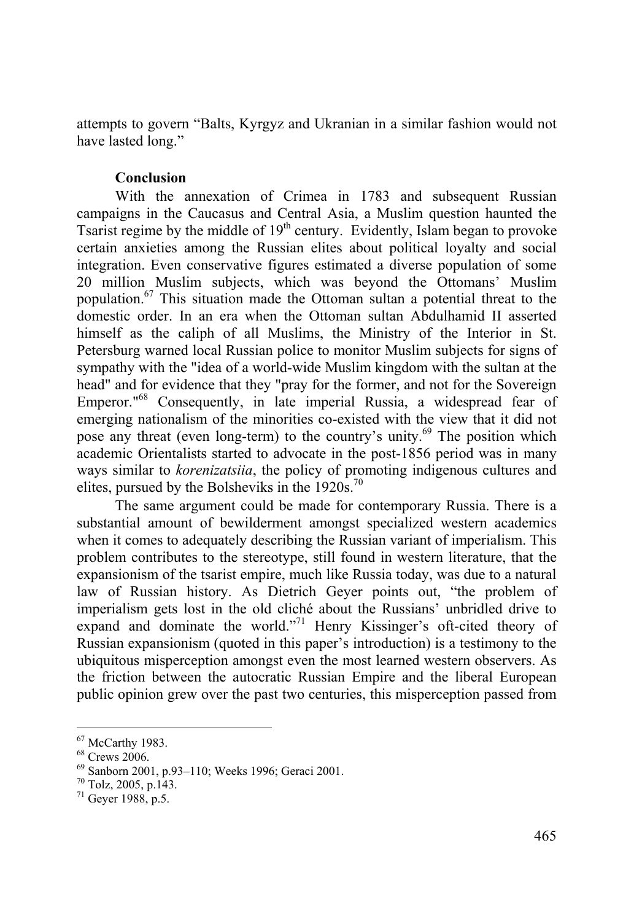attempts to govern "Balts, Kyrgyz and Ukranian in a similar fashion would not have lasted long."

### Conclusion

With the annexation of Crimea in 1783 and subsequent Russian campaigns in the Caucasus and Central Asia, a Muslim question haunted the Tsarist regime by the middle of 19th century. Evidently, Islam began to provoke certain anxieties among the Russian elites about political loyalty and social integration. Even conservative figures estimated a diverse population of some 20 million Muslim subjects, which was beyond the Ottomans' Muslim population.[67] This situation made the Ottoman sultan a potential threat to the domestic order. In an era when the Ottoman sultan Abdulhamid II asserted himself as the caliph of all Muslims, the Ministry of the Interior in St. Petersburg warned local Russian police to monitor Muslim subjects for signs of sympathy with the "idea of a world-wide Muslim kingdom with the sultan at the head" and for evidence that they "pray for the former, and not for the Sovereign Emperor."[68] Consequently, in late imperial Russia, a widespread fear of emerging nationalism of the minorities co-existed with the view that it did not pose any threat (even long-term) to the country's unity.[69] The position which academic Orientalists started to advocate in the post-1856 period was in many ways similar to *korenizatsiia*, the policy of promoting indigenous cultures and elites, pursued by the Bolsheviks in the 1920s.[70]

The same argument could be made for contemporary Russia. There is a substantial amount of bewilderment amongst specialized western academics when it comes to adequately describing the Russian variant of imperialism. This problem contributes to the stereotype, still found in western literature, that the expansionism of the tsarist empire, much like Russia today, was due to a natural law of Russian history. As Dietrich Geyer points out, "the problem of imperialism gets lost in the old cliché about the Russians' unbridled drive to expand and dominate the world."[71] Henry Kissinger's oft-cited theory of Russian expansionism (quoted in this paper's introduction) is a testimony to the ubiquitous misperception amongst even the most learned western observers. As the friction between the autocratic Russian Empire and the liberal European public opinion grew over the past two centuries, this misperception passed from

---

[67] McCarthy 1983.

[68] Crews 2006.

[69] Sanborn 2001, p.93–110; Weeks 1996; Geraci 2001.

[70] Tolz, 2005, p.143.

[71] Geyer 1988, p.5.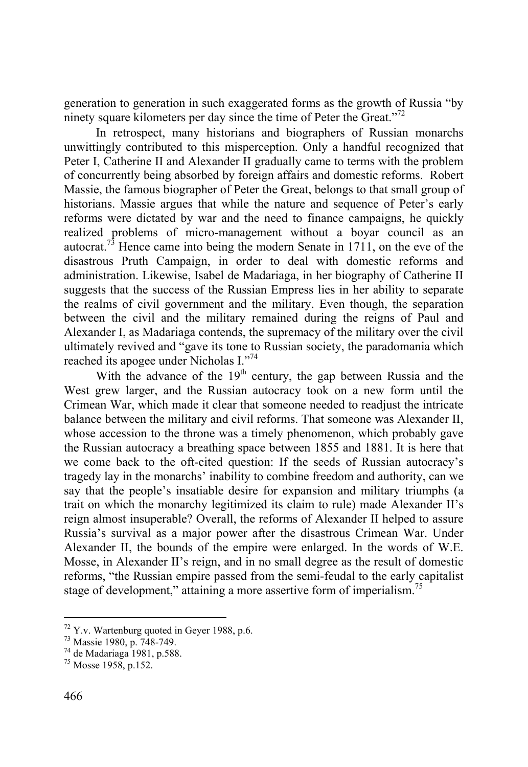generation to generation in such exaggerated forms as the growth of Russia "by ninety square kilometers per day since the time of Peter the Great."[72]

In retrospect, many historians and biographers of Russian monarchs unwittingly contributed to this misperception. Only a handful recognized that Peter I, Catherine II and Alexander II gradually came to terms with the problem of concurrently being absorbed by foreign affairs and domestic reforms. Robert Massie, the famous biographer of Peter the Great, belongs to that small group of historians. Massie argues that while the nature and sequence of Peter's early reforms were dictated by war and the need to finance campaigns, he quickly realized problems of micro-management without a boyar council as an autocrat.[73] Hence came into being the modern Senate in 1711, on the eve of the disastrous Pruth Campaign, in order to deal with domestic reforms and administration. Likewise, Isabel de Madariaga, in her biography of Catherine II suggests that the success of the Russian Empress lies in her ability to separate the realms of civil government and the military. Even though, the separation between the civil and the military remained during the reigns of Paul and Alexander I, as Madariaga contends, the supremacy of the military over the civil ultimately revived and "gave its tone to Russian society, the paradomania which reached its apogee under Nicholas I."[74]

With the advance of the 19th century, the gap between Russia and the West grew larger, and the Russian autocracy took on a new form until the Crimean War, which made it clear that someone needed to readjust the intricate balance between the military and civil reforms. That someone was Alexander II, whose accession to the throne was a timely phenomenon, which probably gave the Russian autocracy a breathing space between 1855 and 1881. It is here that we come back to the oft-cited question: If the seeds of Russian autocracy's tragedy lay in the monarchs' inability to combine freedom and authority, can we say that the people's insatiable desire for expansion and military triumphs (a trait on which the monarchy legitimized its claim to rule) made Alexander II's reign almost insuperable? Overall, the reforms of Alexander II helped to assure Russia's survival as a major power after the disastrous Crimean War. Under Alexander II, the bounds of the empire were enlarged. In the words of W.E. Mosse, in Alexander II's reign, and in no small degree as the result of domestic reforms, "the Russian empire passed from the semi-feudal to the early capitalist stage of development," attaining a more assertive form of imperialism.[75]

---

[72] Y.v. Wartenburg quoted in Geyer 1988, p.6.

[73] Massie 1980, p. 748-749.

[74] de Madariaga 1981, p.588.

[75] Mosse 1958, p.152.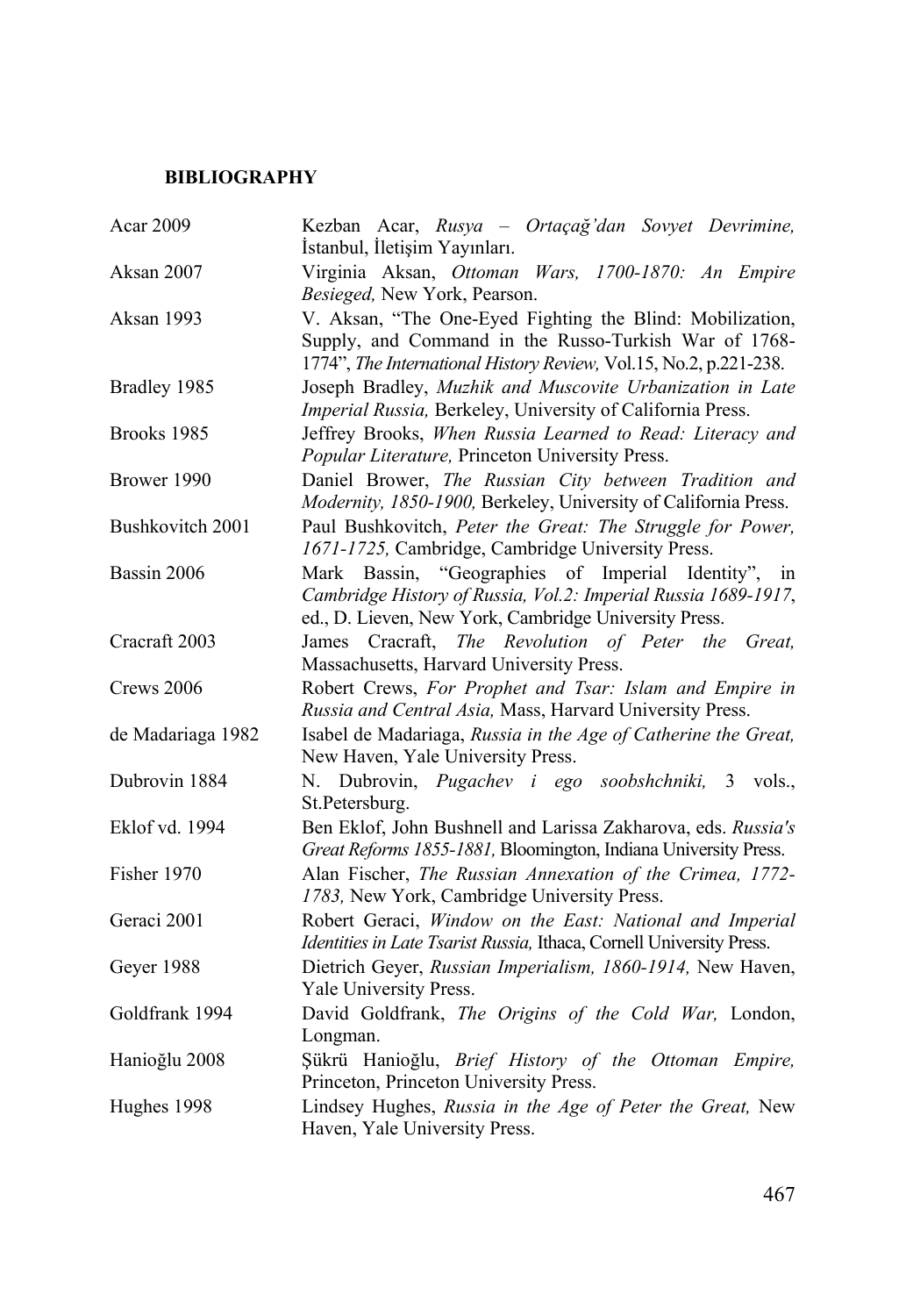**BIBLIOGRAPHY**

| | |
|---|---|
| Acar 2009 | Kezban Acar, *Rusya – Ortaçağ'dan Sovyet Devrimine,* İstanbul, İletişim Yayınları. |
| Aksan 2007 | Virginia Aksan, *Ottoman Wars, 1700-1870: An Empire Besieged,* New York, Pearson. |
| Aksan 1993 | V. Aksan, "The One-Eyed Fighting the Blind: Mobilization, Supply, and Command in the Russo-Turkish War of 1768-1774", *The International History Review,* Vol.15, No.2, p.221-238. |
| Bradley 1985 | Joseph Bradley, *Muzhik and Muscovite Urbanization in Late Imperial Russia,* Berkeley, University of California Press. |
| Brooks 1985 | Jeffrey Brooks, *When Russia Learned to Read: Literacy and Popular Literature,* Princeton University Press. |
| Brower 1990 | Daniel Brower, *The Russian City between Tradition and Modernity, 1850-1900,* Berkeley, University of California Press. |
| Bushkovitch 2001 | Paul Bushkovitch, *Peter the Great: The Struggle for Power, 1671-1725,* Cambridge, Cambridge University Press. |
| Bassin 2006 | Mark Bassin, "Geographies of Imperial Identity", in *Cambridge History of Russia, Vol.2: Imperial Russia 1689-1917*, ed., D. Lieven, New York, Cambridge University Press. |
| Cracraft 2003 | James Cracraft, *The Revolution of Peter the Great,* Massachusetts, Harvard University Press. |
| Crews 2006 | Robert Crews, *For Prophet and Tsar: Islam and Empire in Russia and Central Asia,* Mass, Harvard University Press. |
| de Madariaga 1982 | Isabel de Madariaga, *Russia in the Age of Catherine the Great,* New Haven, Yale University Press. |
| Dubrovin 1884 | N. Dubrovin, *Pugachev i ego soobshchniki,* 3 vols., St.Petersburg. |
| Eklof vd. 1994 | Ben Eklof, John Bushnell and Larissa Zakharova, eds. *Russia's Great Reforms 1855-1881,* Bloomington, Indiana University Press. |
| Fisher 1970 | Alan Fischer, *The Russian Annexation of the Crimea, 1772-1783,* New York, Cambridge University Press. |
| Geraci 2001 | Robert Geraci, *Window on the East: National and Imperial Identities in Late Tsarist Russia,* Ithaca, Cornell University Press. |
| Geyer 1988 | Dietrich Geyer, *Russian Imperialism, 1860-1914,* New Haven, Yale University Press. |
| Goldfrank 1994 | David Goldfrank, *The Origins of the Cold War,* London, Longman. |
| Hanioğlu 2008 | Şükrü Hanioğlu, *Brief History of the Ottoman Empire,* Princeton, Princeton University Press. |
| Hughes 1998 | Lindsey Hughes, *Russia in the Age of Peter the Great,* New Haven, Yale University Press. |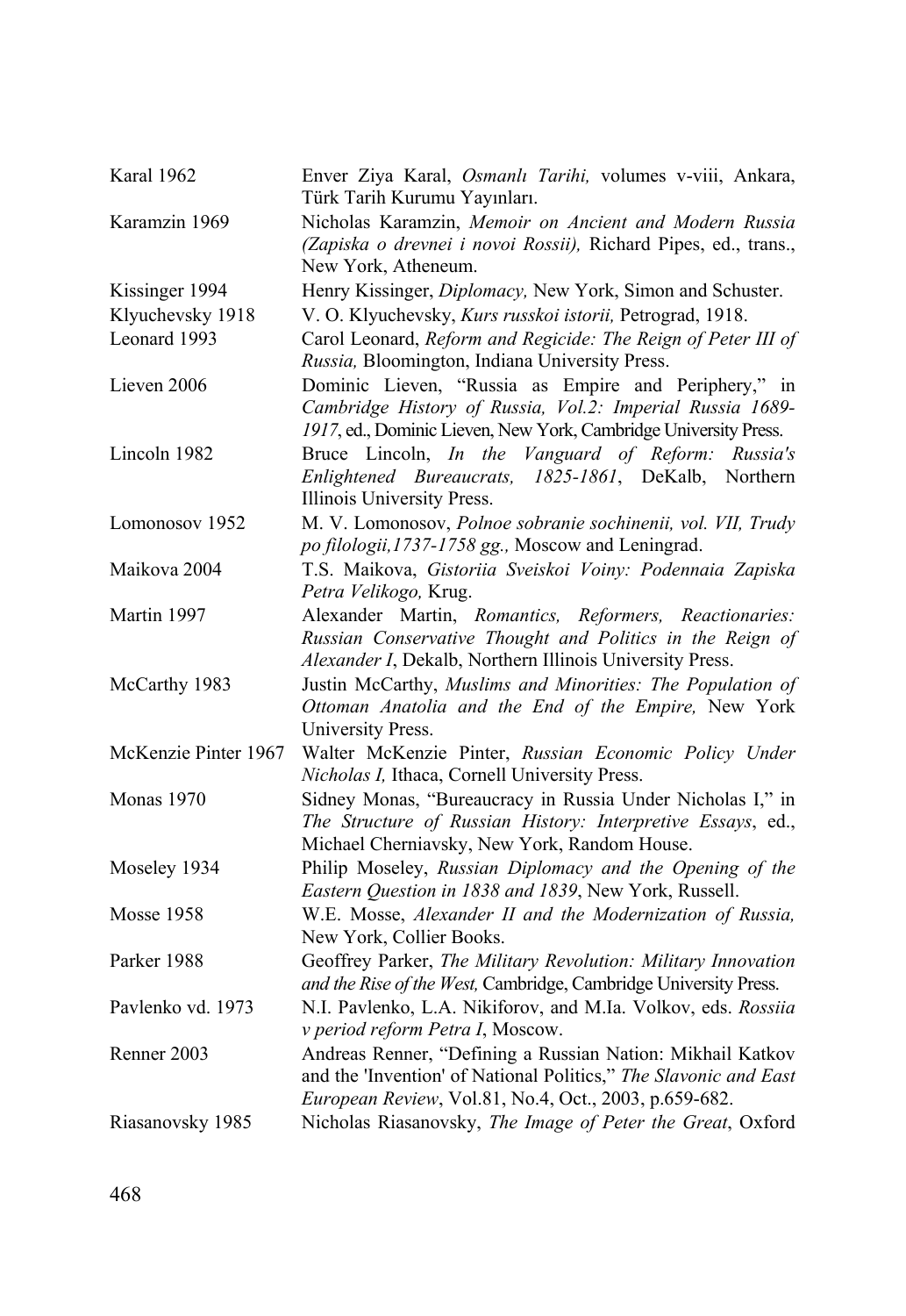| | |
|---|---|
| Karal 1962 | Enver Ziya Karal, *Osmanlı Tarihi,* volumes v-viii, Ankara, Türk Tarih Kurumu Yayınları. |
| Karamzin 1969 | Nicholas Karamzin, *Memoir on Ancient and Modern Russia (Zapiska o drevnei i novoi Rossii),* Richard Pipes, ed., trans., New York, Atheneum. |
| Kissinger 1994 | Henry Kissinger, *Diplomacy,* New York, Simon and Schuster. |
| Klyuchevsky 1918 | V. O. Klyuchevsky, *Kurs russkoi istorii,* Petrograd, 1918. |
| Leonard 1993 | Carol Leonard, *Reform and Regicide: The Reign of Peter III of Russia,* Bloomington, Indiana University Press. |
| Lieven 2006 | Dominic Lieven, "Russia as Empire and Periphery," in *Cambridge History of Russia, Vol.2: Imperial Russia 1689-1917*, ed., Dominic Lieven, New York, Cambridge University Press. |
| Lincoln 1982 | Bruce Lincoln, *In the Vanguard of Reform: Russia's Enlightened Bureaucrats, 1825-1861*, DeKalb, Northern Illinois University Press. |
| Lomonosov 1952 | M. V. Lomonosov, *Polnoe sobranie sochinenii, vol. VII, Trudy po filologii,1737-1758 gg.,* Moscow and Leningrad. |
| Maikova 2004 | T.S. Maikova, *Gistoriia Sveiskoi Voiny: Podennaia Zapiska Petra Velikogo,* Krug. |
| Martin 1997 | Alexander Martin, *Romantics, Reformers, Reactionaries: Russian Conservative Thought and Politics in the Reign of Alexander I*, Dekalb, Northern Illinois University Press. |
| McCarthy 1983 | Justin McCarthy, *Muslims and Minorities: The Population of Ottoman Anatolia and the End of the Empire,* New York University Press. |
| McKenzie Pinter 1967 | Walter McKenzie Pinter, *Russian Economic Policy Under Nicholas I,* Ithaca, Cornell University Press. |
| Monas 1970 | Sidney Monas, "Bureaucracy in Russia Under Nicholas I," in *The Structure of Russian History: Interpretive Essays*, ed., Michael Cherniavsky, New York, Random House. |
| Moseley 1934 | Philip Moseley, *Russian Diplomacy and the Opening of the Eastern Question in 1838 and 1839*, New York, Russell. |
| Mosse 1958 | W.E. Mosse, *Alexander II and the Modernization of Russia,* New York, Collier Books. |
| Parker 1988 | Geoffrey Parker, *The Military Revolution: Military Innovation and the Rise of the West,* Cambridge, Cambridge University Press. |
| Pavlenko vd. 1973 | N.I. Pavlenko, L.A. Nikiforov, and M.Ia. Volkov, eds. *Rossiia v period reform Petra I*, Moscow. |
| Renner 2003 | Andreas Renner, "Defining a Russian Nation: Mikhail Katkov and the 'Invention' of National Politics," *The Slavonic and East European Review*, Vol.81, No.4, Oct., 2003, p.659-682. |
| Riasanovsky 1985 | Nicholas Riasanovsky, *The Image of Peter the Great*, Oxford |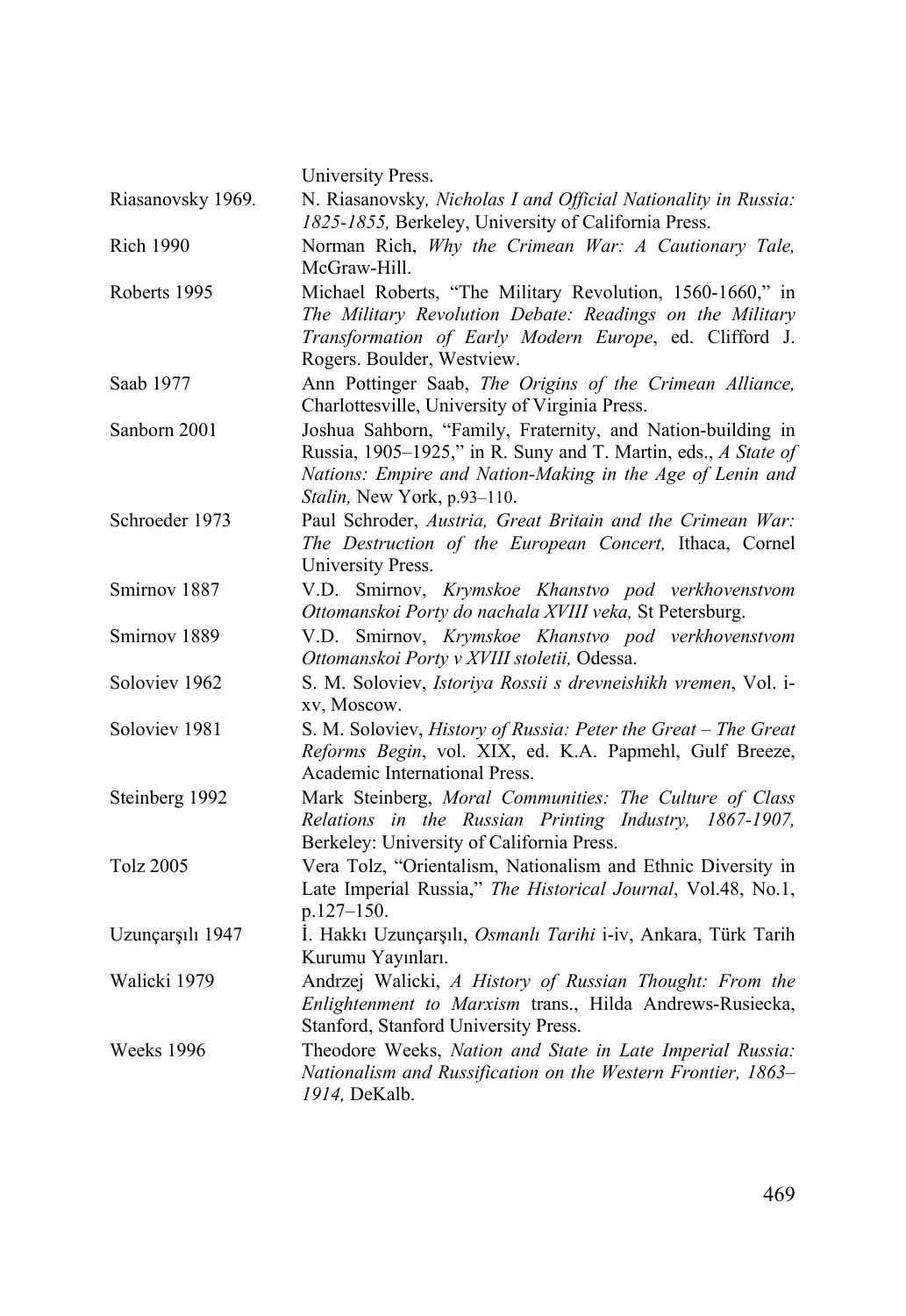University Press.

Riasanovsky 1969. N. Riasanovsky, *Nicholas I and Official Nationality in Russia: 1825-1855,* Berkeley, University of California Press.

Rich 1990 Norman Rich, *Why the Crimean War: A Cautionary Tale,* McGraw-Hill.

Roberts 1995 Michael Roberts, "The Military Revolution, 1560-1660," in *The Military Revolution Debate: Readings on the Military Transformation of Early Modern Europe*, ed. Clifford J. Rogers. Boulder, Westview.

Saab 1977 Ann Pottinger Saab, *The Origins of the Crimean Alliance,* Charlottesville, University of Virginia Press.

Sanborn 2001 Joshua Sahborn, "Family, Fraternity, and Nation-building in Russia, 1905–1925," in R. Suny and T. Martin, eds., *A State of Nations: Empire and Nation-Making in the Age of Lenin and Stalin,* New York, p.93–110.

Schroeder 1973 Paul Schroder, *Austria, Great Britain and the Crimean War: The Destruction of the European Concert,* Ithaca, Cornel University Press.

Smirnov 1887 V.D. Smirnov, *Krymskoe Khanstvo pod verkhovenstvom Ottomanskoi Porty do nachala XVIII veka,* St Petersburg.

Smirnov 1889 V.D. Smirnov, *Krymskoe Khanstvo pod verkhovenstvom Ottomanskoi Porty v XVIII stoletii,* Odessa.

Soloviev 1962 S. M. Soloviev, *Istoriya Rossii s drevneishikh vremen*, Vol. i-xv, Moscow.

Soloviev 1981 S. M. Soloviev, *History of Russia: Peter the Great – The Great Reforms Begin*, vol. XIX, ed. K.A. Papmehl, Gulf Breeze, Academic International Press.

Steinberg 1992 Mark Steinberg, *Moral Communities: The Culture of Class Relations in the Russian Printing Industry, 1867-1907,* Berkeley: University of California Press.

Tolz 2005 Vera Tolz, "Orientalism, Nationalism and Ethnic Diversity in Late Imperial Russia," *The Historical Journal*, Vol.48, No.1, p.127–150.

Uzunçarşılı 1947 İ. Hakkı Uzunçarşılı, *Osmanlı Tarihi* i-iv, Ankara, Türk Tarih Kurumu Yayınları.

Walicki 1979 Andrzej Walicki, *A History of Russian Thought: From the Enlightenment to Marxism* trans., Hilda Andrews-Rusiecka, Stanford, Stanford University Press.

Weeks 1996 Theodore Weeks, *Nation and State in Late Imperial Russia: Nationalism and Russification on the Western Frontier, 1863–1914,* DeKalb.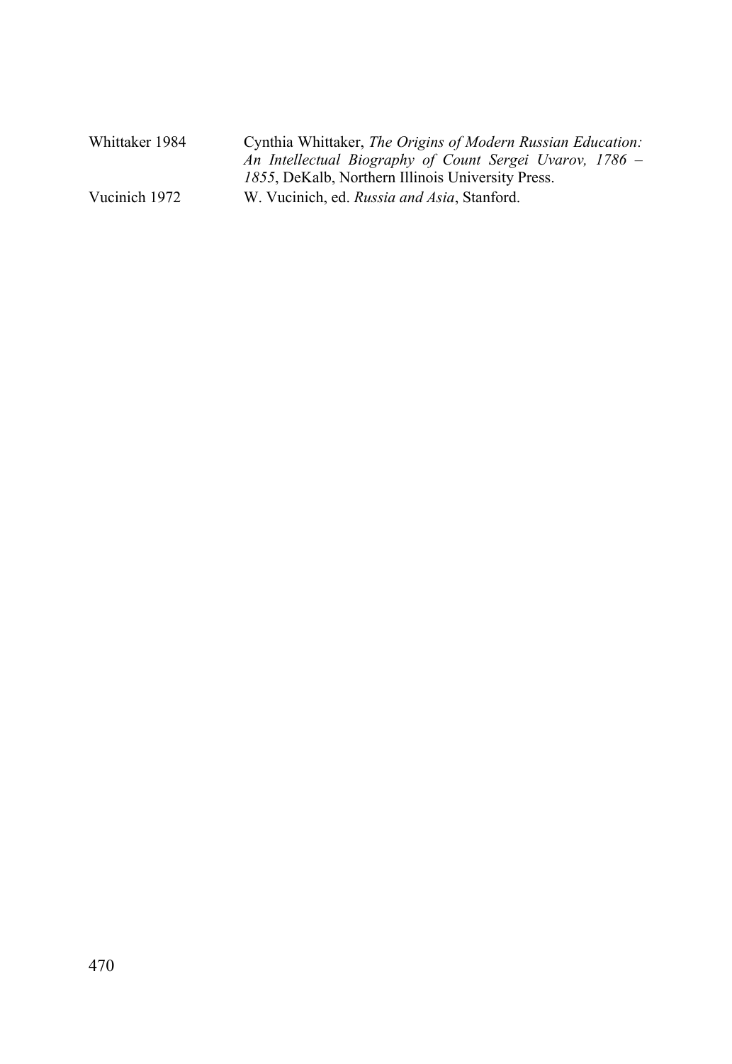| | |
|---|---|
| Whittaker 1984 | Cynthia Whittaker, *The Origins of Modern Russian Education: An Intellectual Biography of Count Sergei Uvarov, 1786 – 1855*, DeKalb, Northern Illinois University Press. |
| Vucinich 1972 | W. Vucinich, ed. *Russia and Asia*, Stanford. |